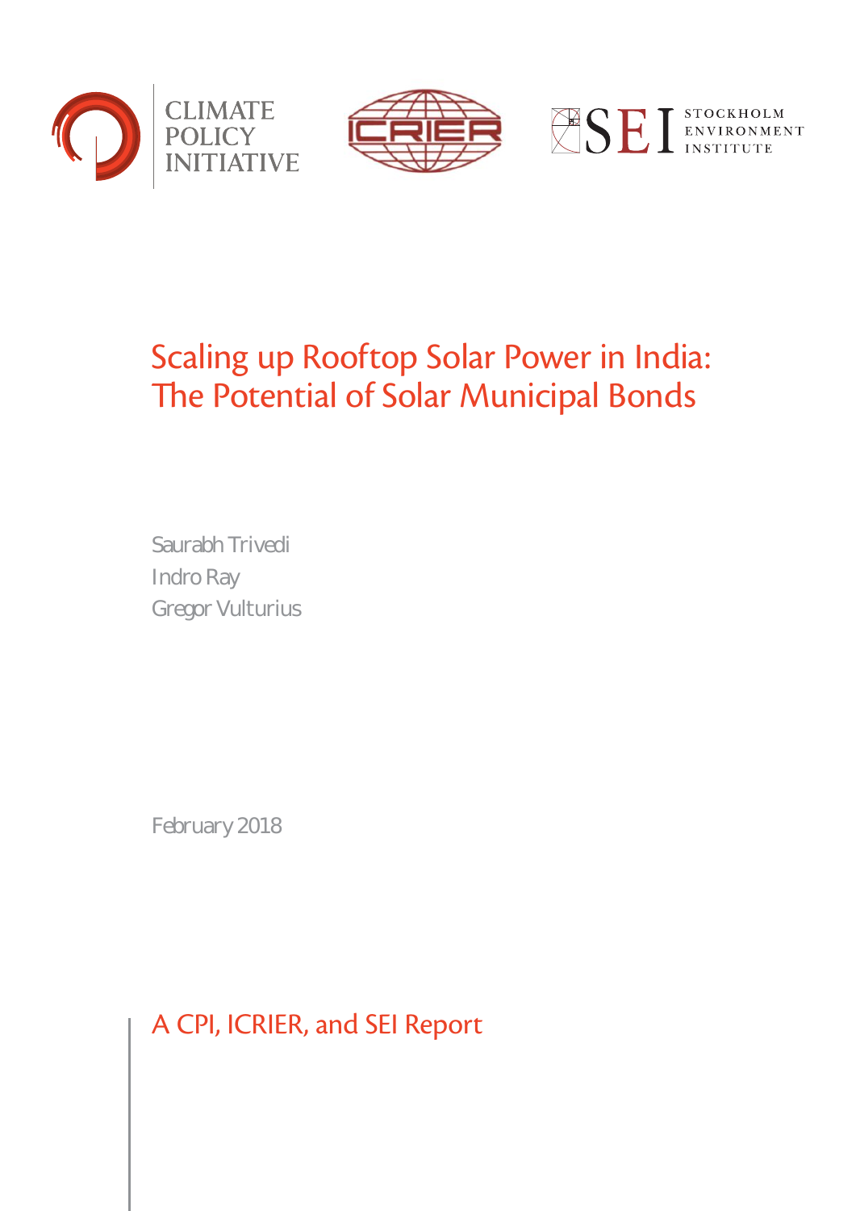CLIMATE POLICY INITIATIVE

ICRIER

SEI STOCKHOLM ENVIRONMENT INSTITUTE

# Scaling up Rooftop Solar Power in India: The Potential of Solar Municipal Bonds

Saurabh Trivedi
Indro Ray
Gregor Vulturius

February 2018

A CPI, ICRIER, and SEI Report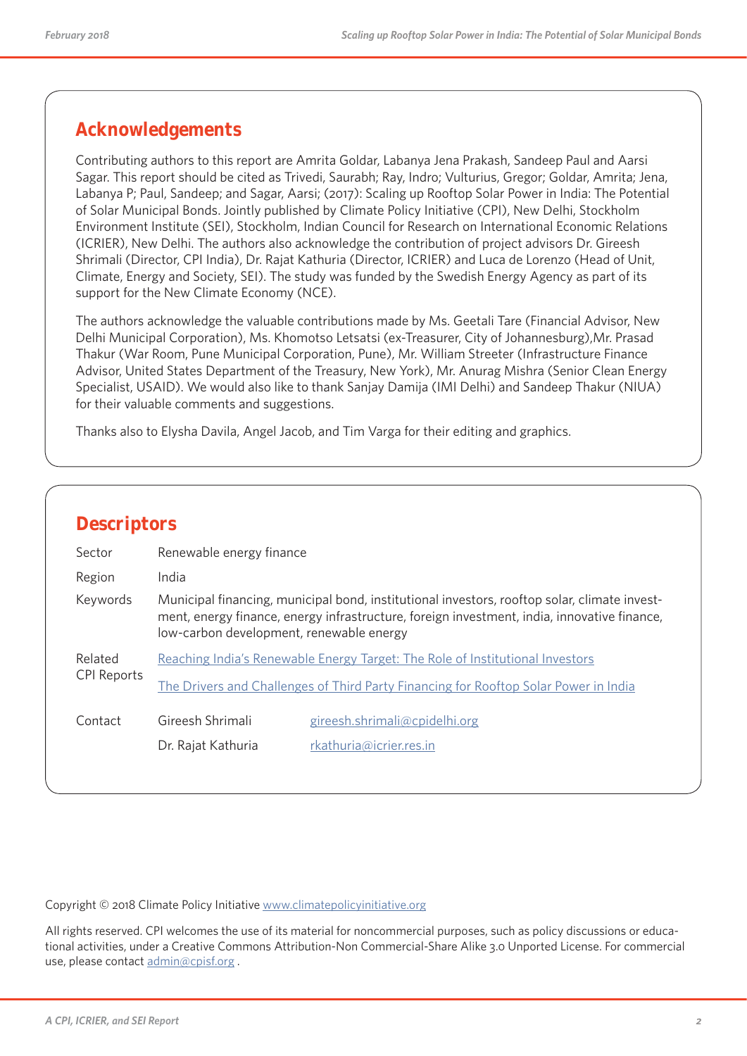## Acknowledgements

Contributing authors to this report are Amrita Goldar, Labanya Jena Prakash, Sandeep Paul and Aarsi Sagar. This report should be cited as Trivedi, Saurabh; Ray, Indro; Vulturius, Gregor; Goldar, Amrita; Jena, Labanya P; Paul, Sandeep; and Sagar, Aarsi; (2017): Scaling up Rooftop Solar Power in India: The Potential of Solar Municipal Bonds. Jointly published by Climate Policy Initiative (CPI), New Delhi, Stockholm Environment Institute (SEI), Stockholm, Indian Council for Research on International Economic Relations (ICRIER), New Delhi. The authors also acknowledge the contribution of project advisors Dr. Gireesh Shrimali (Director, CPI India), Dr. Rajat Kathuria (Director, ICRIER) and Luca de Lorenzo (Head of Unit, Climate, Energy and Society, SEI). The study was funded by the Swedish Energy Agency as part of its support for the New Climate Economy (NCE).

The authors acknowledge the valuable contributions made by Ms. Geetali Tare (Financial Advisor, New Delhi Municipal Corporation), Ms. Khomotso Letsatsi (ex-Treasurer, City of Johannesburg),Mr. Prasad Thakur (War Room, Pune Municipal Corporation, Pune), Mr. William Streeter (Infrastructure Finance Advisor, United States Department of the Treasury, New York), Mr. Anurag Mishra (Senior Clean Energy Specialist, USAID). We would also like to thank Sanjay Damija (IMI Delhi) and Sandeep Thakur (NIUA) for their valuable comments and suggestions.

Thanks also to Elysha Davila, Angel Jacob, and Tim Varga for their editing and graphics.

## Descriptors

| | | |
|---|---|---|
| Sector | Renewable energy finance | |
| Region | India | |
| Keywords | Municipal financing, municipal bond, institutional investors, rooftop solar, climate investment, energy finance, energy infrastructure, foreign investment, india, innovative finance, low-carbon development, renewable energy | |
| Related CPI Reports | Reaching India's Renewable Energy Target: The Role of Institutional Investors<br>The Drivers and Challenges of Third Party Financing for Rooftop Solar Power in India | |
| Contact | Gireesh Shrimali | gireesh.shrimali@cpidelhi.org |
| | Dr. Rajat Kathuria | rkathuria@icrier.res.in |

Copyright © 2018 Climate Policy Initiative www.climatepolicyinitiative.org

All rights reserved. CPI welcomes the use of its material for noncommercial purposes, such as policy discussions or educational activities, under a Creative Commons Attribution-Non Commercial-Share Alike 3.0 Unported License. For commercial use, please contact admin@cpisf.org .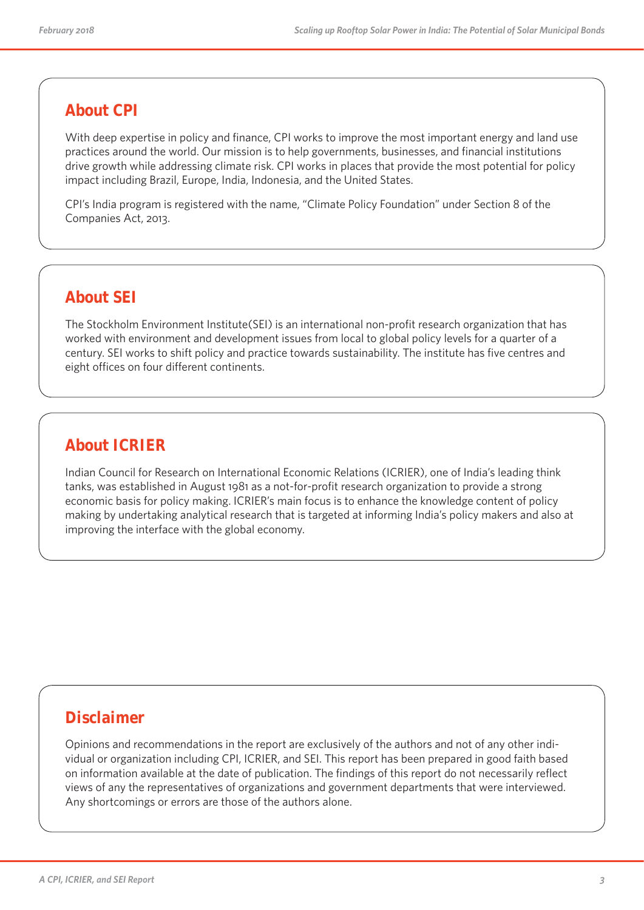## About CPI

With deep expertise in policy and finance, CPI works to improve the most important energy and land use practices around the world. Our mission is to help governments, businesses, and financial institutions drive growth while addressing climate risk. CPI works in places that provide the most potential for policy impact including Brazil, Europe, India, Indonesia, and the United States.

CPI's India program is registered with the name, "Climate Policy Foundation" under Section 8 of the Companies Act, 2013.

## About SEI

The Stockholm Environment Institute(SEI) is an international non-profit research organization that has worked with environment and development issues from local to global policy levels for a quarter of a century. SEI works to shift policy and practice towards sustainability. The institute has five centres and eight offices on four different continents.

## About ICRIER

Indian Council for Research on International Economic Relations (ICRIER), one of India's leading think tanks, was established in August 1981 as a not-for-profit research organization to provide a strong economic basis for policy making. ICRIER's main focus is to enhance the knowledge content of policy making by undertaking analytical research that is targeted at informing India's policy makers and also at improving the interface with the global economy.

## Disclaimer

Opinions and recommendations in the report are exclusively of the authors and not of any other individual or organization including CPI, ICRIER, and SEI. This report has been prepared in good faith based on information available at the date of publication. The findings of this report do not necessarily reflect views of any the representatives of organizations and government departments that were interviewed. Any shortcomings or errors are those of the authors alone.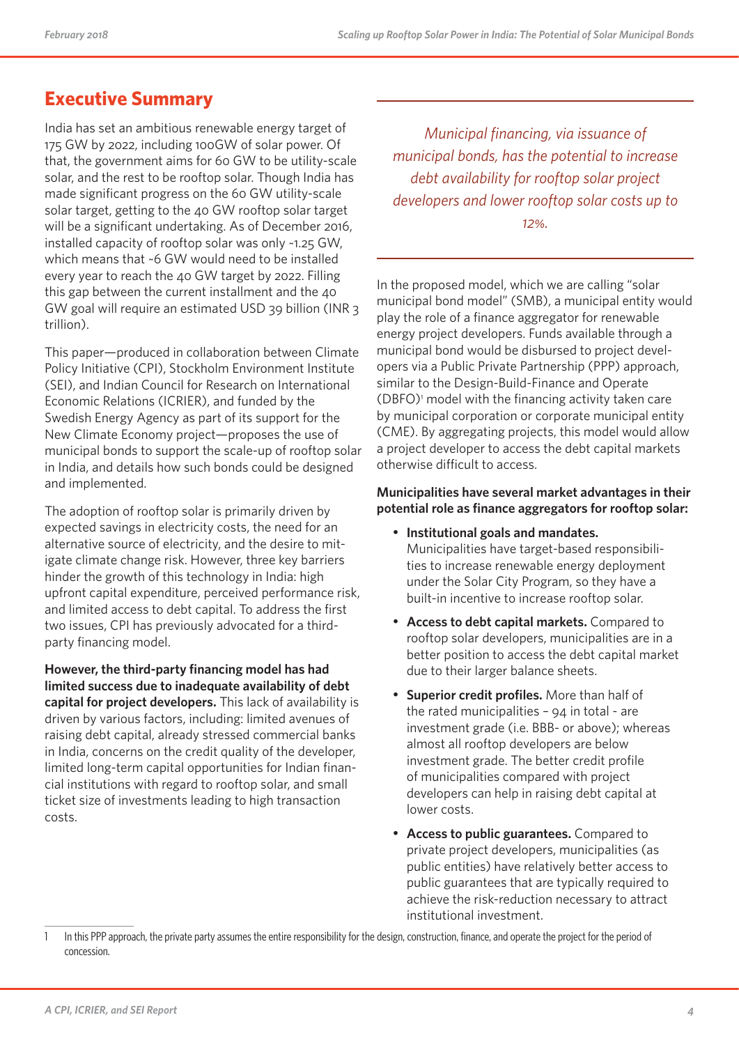## Executive Summary

India has set an ambitious renewable energy target of 175 GW by 2022, including 100GW of solar power. Of that, the government aims for 60 GW to be utility-scale solar, and the rest to be rooftop solar. Though India has made significant progress on the 60 GW utility-scale solar target, getting to the 40 GW rooftop solar target will be a significant undertaking. As of December 2016, installed capacity of rooftop solar was only ~1.25 GW, which means that ~6 GW would need to be installed every year to reach the 40 GW target by 2022. Filling this gap between the current installment and the 40 GW goal will require an estimated USD 39 billion (INR 3 trillion).

This paper—produced in collaboration between Climate Policy Initiative (CPI), Stockholm Environment Institute (SEI), and Indian Council for Research on International Economic Relations (ICRIER), and funded by the Swedish Energy Agency as part of its support for the New Climate Economy project—proposes the use of municipal bonds to support the scale-up of rooftop solar in India, and details how such bonds could be designed and implemented.

The adoption of rooftop solar is primarily driven by expected savings in electricity costs, the need for an alternative source of electricity, and the desire to mitigate climate change risk. However, three key barriers hinder the growth of this technology in India: high upfront capital expenditure, perceived performance risk, and limited access to debt capital. To address the first two issues, CPI has previously advocated for a third-party financing model.

**However, the third-party financing model has had limited success due to inadequate availability of debt capital for project developers.** This lack of availability is driven by various factors, including: limited avenues of raising debt capital, already stressed commercial banks in India, concerns on the credit quality of the developer, limited long-term capital opportunities for Indian financial institutions with regard to rooftop solar, and small ticket size of investments leading to high transaction costs.

*Municipal financing, via issuance of municipal bonds, has the potential to increase debt availability for rooftop solar project developers and lower rooftop solar costs up to 12%.*

In the proposed model, which we are calling "solar municipal bond model" (SMB), a municipal entity would play the role of a finance aggregator for renewable energy project developers. Funds available through a municipal bond would be disbursed to project developers via a Public Private Partnership (PPP) approach, similar to the Design-Build-Finance and Operate (DBFO)[1] model with the financing activity taken care by municipal corporation or corporate municipal entity (CME). By aggregating projects, this model would allow a project developer to access the debt capital markets otherwise difficult to access.

**Municipalities have several market advantages in their potential role as finance aggregators for rooftop solar:**

- **Institutional goals and mandates.** Municipalities have target-based responsibilities to increase renewable energy deployment under the Solar City Program, so they have a built-in incentive to increase rooftop solar.
- **Access to debt capital markets.** Compared to rooftop solar developers, municipalities are in a better position to access the debt capital market due to their larger balance sheets.
- **Superior credit profiles.** More than half of the rated municipalities – 94 in total - are investment grade (i.e. BBB- or above); whereas almost all rooftop developers are below investment grade. The better credit profile of municipalities compared with project developers can help in raising debt capital at lower costs.
- **Access to public guarantees.** Compared to private project developers, municipalities (as public entities) have relatively better access to public guarantees that are typically required to achieve the risk-reduction necessary to attract institutional investment.

[1] In this PPP approach, the private party assumes the entire responsibility for the design, construction, finance, and operate the project for the period of concession.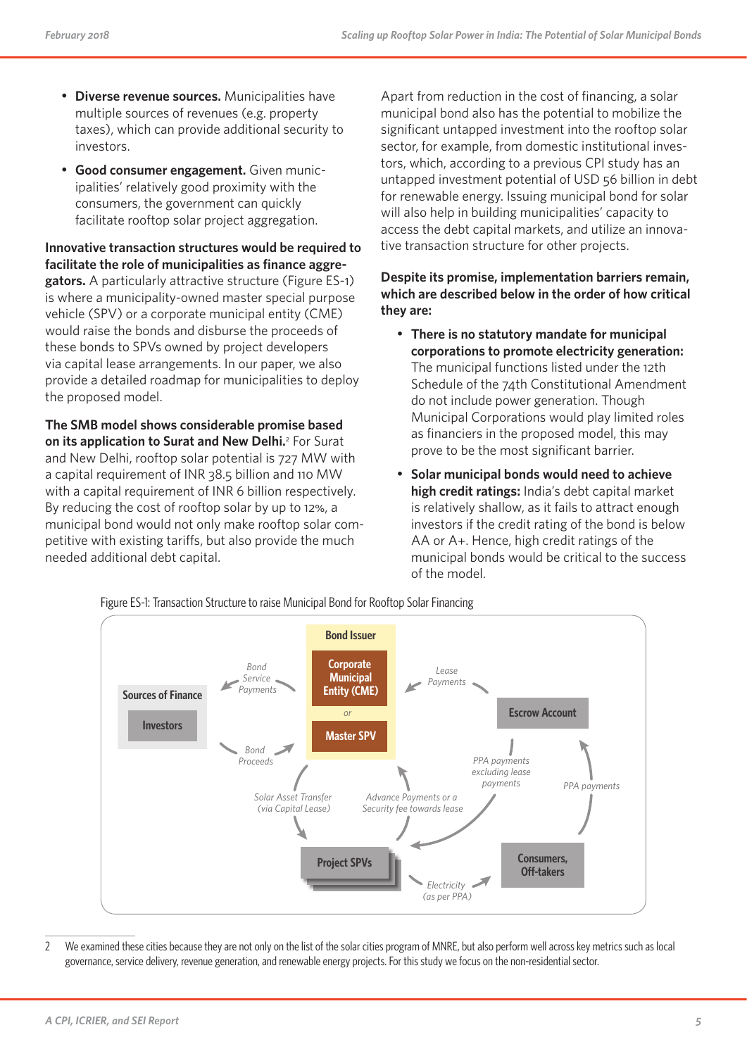- **Diverse revenue sources.** Municipalities have multiple sources of revenues (e.g. property taxes), which can provide additional security to investors.
- **Good consumer engagement.** Given municipalities' relatively good proximity with the consumers, the government can quickly facilitate rooftop solar project aggregation.

**Innovative transaction structures would be required to facilitate the role of municipalities as finance aggregators.** A particularly attractive structure (Figure ES-1) is where a municipality-owned master special purpose vehicle (SPV) or a corporate municipal entity (CME) would raise the bonds and disburse the proceeds of these bonds to SPVs owned by project developers via capital lease arrangements. In our paper, we also provide a detailed roadmap for municipalities to deploy the proposed model.

**The SMB model shows considerable promise based on its application to Surat and New Delhi.**[2] For Surat and New Delhi, rooftop solar potential is 727 MW with a capital requirement of INR 38.5 billion and 110 MW with a capital requirement of INR 6 billion respectively. By reducing the cost of rooftop solar by up to 12%, a municipal bond would not only make rooftop solar competitive with existing tariffs, but also provide the much needed additional debt capital.

Apart from reduction in the cost of financing, a solar municipal bond also has the potential to mobilize the significant untapped investment into the rooftop solar sector, for example, from domestic institutional investors, which, according to a previous CPI study has an untapped investment potential of USD 56 billion in debt for renewable energy. Issuing municipal bond for solar will also help in building municipalities' capacity to access the debt capital markets, and utilize an innovative transaction structure for other projects.

**Despite its promise, implementation barriers remain, which are described below in the order of how critical they are:**

- **There is no statutory mandate for municipal corporations to promote electricity generation:** The municipal functions listed under the 12th Schedule of the 74th Constitutional Amendment do not include power generation. Though Municipal Corporations would play limited roles as financiers in the proposed model, this may prove to be the most significant barrier.
- **Solar municipal bonds would need to achieve high credit ratings:** India's debt capital market is relatively shallow, as it fails to attract enough investors if the credit rating of the bond is below AA or A+. Hence, high credit ratings of the municipal bonds would be critical to the success of the model.

Figure ES-1: Transaction Structure to raise Municipal Bond for Rooftop Solar Financing

2 We examined these cities because they are not only on the list of the solar cities program of MNRE, but also perform well across key metrics such as local governance, service delivery, revenue generation, and renewable energy projects. For this study we focus on the non-residential sector.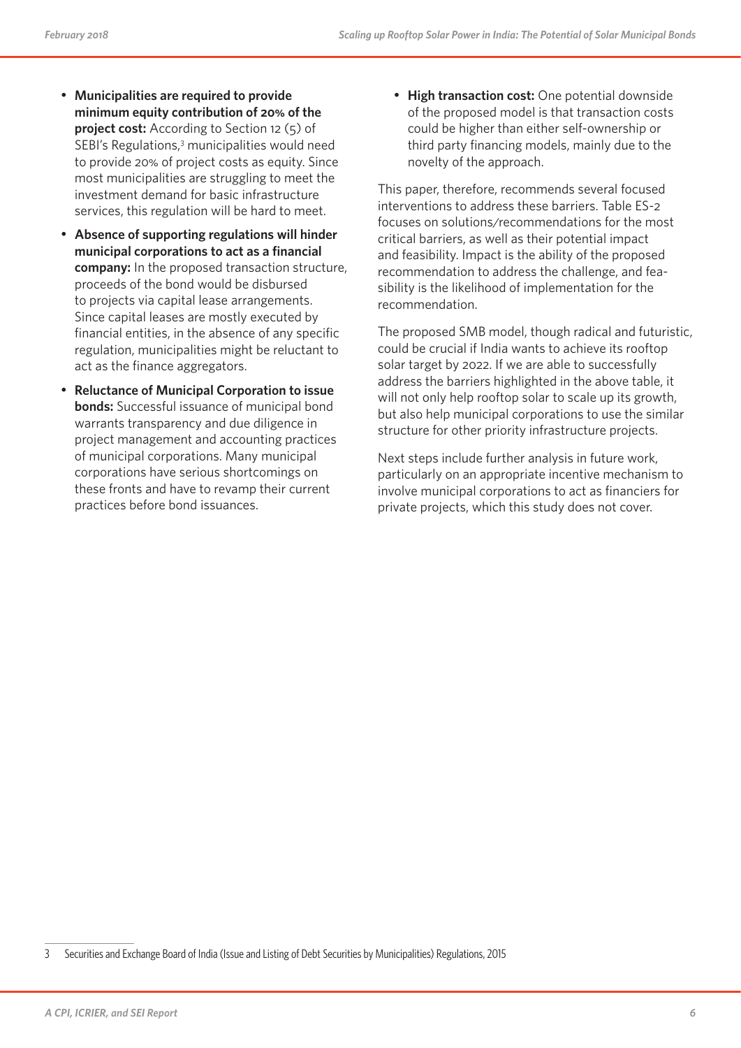- **Municipalities are required to provide minimum equity contribution of 20% of the project cost:** According to Section 12 (5) of SEBI's Regulations,[3] municipalities would need to provide 20% of project costs as equity. Since most municipalities are struggling to meet the investment demand for basic infrastructure services, this regulation will be hard to meet.
- **Absence of supporting regulations will hinder municipal corporations to act as a financial company:** In the proposed transaction structure, proceeds of the bond would be disbursed to projects via capital lease arrangements. Since capital leases are mostly executed by financial entities, in the absence of any specific regulation, municipalities might be reluctant to act as the finance aggregators.
- **Reluctance of Municipal Corporation to issue bonds:** Successful issuance of municipal bond warrants transparency and due diligence in project management and accounting practices of municipal corporations. Many municipal corporations have serious shortcomings on these fronts and have to revamp their current practices before bond issuances.
- **High transaction cost:** One potential downside of the proposed model is that transaction costs could be higher than either self-ownership or third party financing models, mainly due to the novelty of the approach.

This paper, therefore, recommends several focused interventions to address these barriers. Table ES-2 focuses on solutions/recommendations for the most critical barriers, as well as their potential impact and feasibility. Impact is the ability of the proposed recommendation to address the challenge, and feasibility is the likelihood of implementation for the recommendation.

The proposed SMB model, though radical and futuristic, could be crucial if India wants to achieve its rooftop solar target by 2022. If we are able to successfully address the barriers highlighted in the above table, it will not only help rooftop solar to scale up its growth, but also help municipal corporations to use the similar structure for other priority infrastructure projects.

Next steps include further analysis in future work, particularly on an appropriate incentive mechanism to involve municipal corporations to act as financiers for private projects, which this study does not cover.

---

3 Securities and Exchange Board of India (Issue and Listing of Debt Securities by Municipalities) Regulations, 2015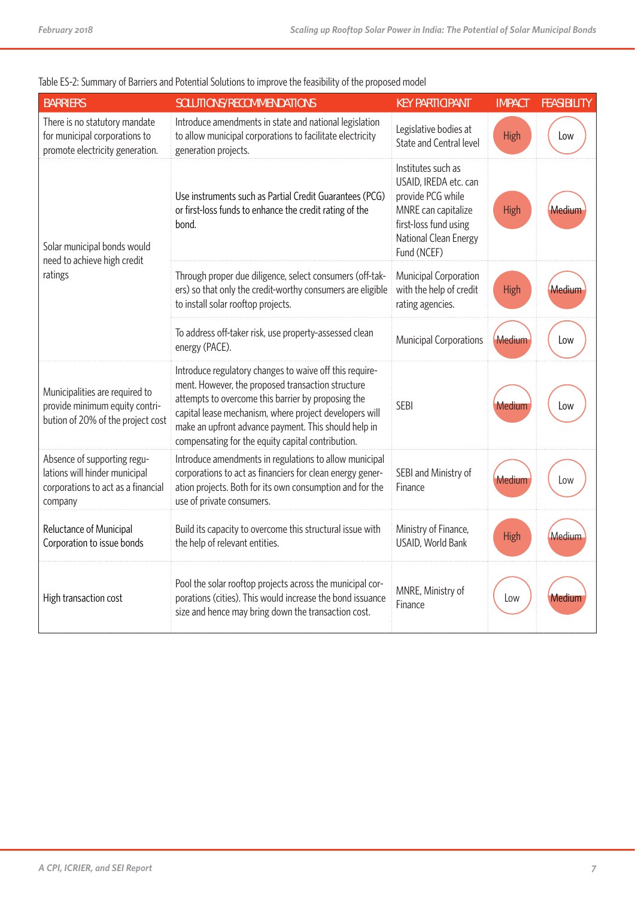Table ES-2: Summary of Barriers and Potential Solutions to improve the feasibility of the proposed model

| BARRIERS | SOLUTIONS/RECOMMENDATIONS | KEY PARTICIPANT | IMPACT | FEASIBILITY |
|---|---|---|---|---|
| There is no statutory mandate for municipal corporations to promote electricity generation. | Introduce amendments in state and national legislation to allow municipal corporations to facilitate electricity generation projects. | Legislative bodies at State and Central level | High | Low |
| Solar municipal bonds would need to achieve high credit ratings | Use instruments such as Partial Credit Guarantees (PCG) or first-loss funds to enhance the credit rating of the bond. | Institutes such as USAID, IREDA etc. can provide PCG while MNRE can capitalize first-loss fund using National Clean Energy Fund (NCEF) | High | Medium |
| | Through proper due diligence, select consumers (off-takers) so that only the credit-worthy consumers are eligible to install solar rooftop projects. | Municipal Corporation with the help of credit rating agencies. | High | Medium |
| | To address off-taker risk, use property-assessed clean energy (PACE). | Municipal Corporations | Medium | Low |
| Municipalities are required to provide minimum equity contribution of 20% of the project cost | Introduce regulatory changes to waive off this requirement. However, the proposed transaction structure attempts to overcome this barrier by proposing the capital lease mechanism, where project developers will make an upfront advance payment. This should help in compensating for the equity capital contribution. | SEBI | Medium | Low |
| Absence of supporting regulations will hinder municipal corporations to act as a financial company | Introduce amendments in regulations to allow municipal corporations to act as financiers for clean energy generation projects. Both for its own consumption and for the use of private consumers. | SEBI and Ministry of Finance | Medium | Low |
| Reluctance of Municipal Corporation to issue bonds | Build its capacity to overcome this structural issue with the help of relevant entities. | Ministry of Finance, USAID, World Bank | High | Medium |
| High transaction cost | Pool the solar rooftop projects across the municipal corporations (cities). This would increase the bond issuance size and hence may bring down the transaction cost. | MNRE, Ministry of Finance | Low | Medium |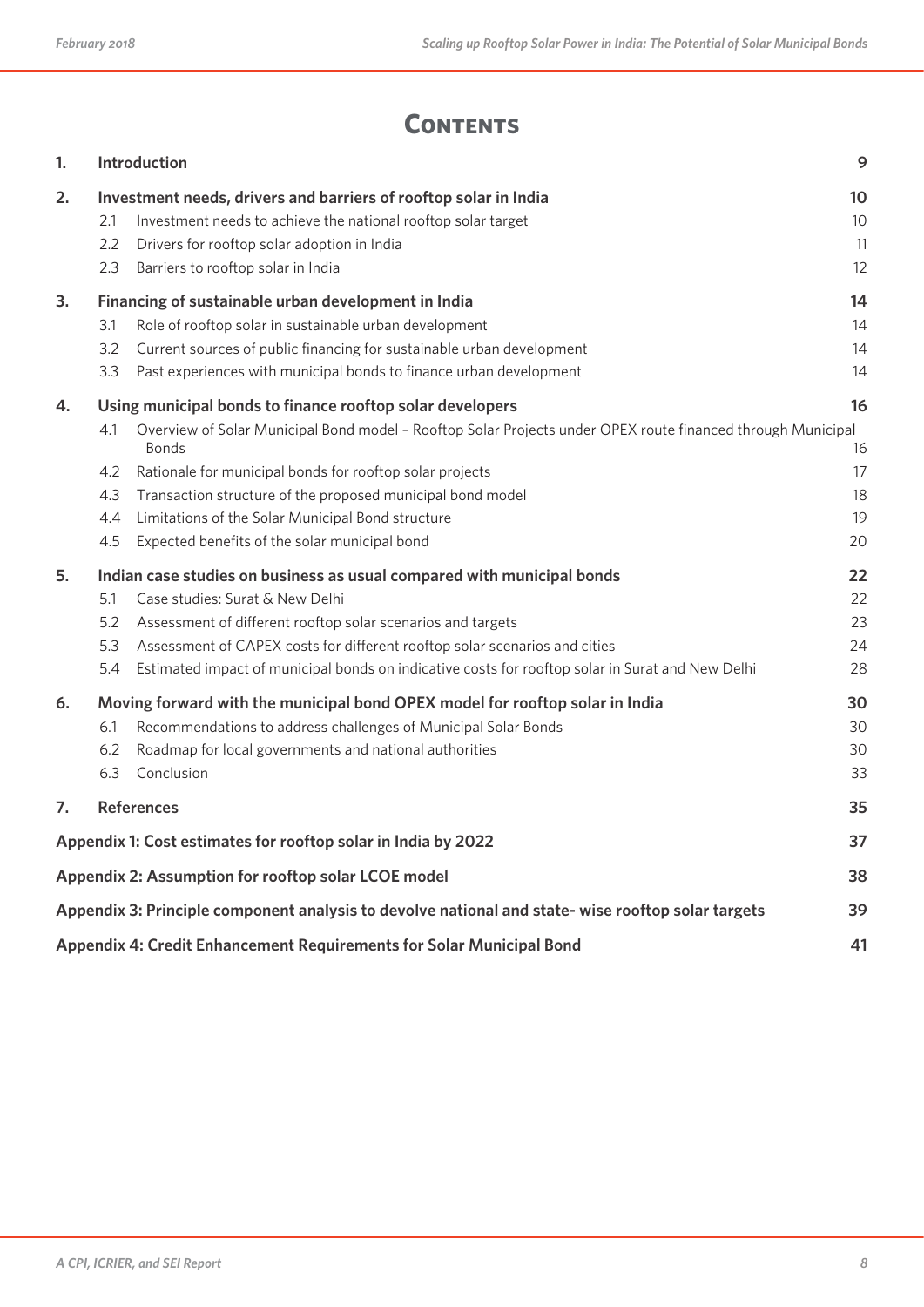# Contents

| | | |
|---|---|---|
| **1.** | **Introduction** | **9** |
| **2.** | **Investment needs, drivers and barriers of rooftop solar in India** | **10** |
| 2.1 | Investment needs to achieve the national rooftop solar target | 10 |
| 2.2 | Drivers for rooftop solar adoption in India | 11 |
| 2.3 | Barriers to rooftop solar in India | 12 |
| **3.** | **Financing of sustainable urban development in India** | **14** |
| 3.1 | Role of rooftop solar in sustainable urban development | 14 |
| 3.2 | Current sources of public financing for sustainable urban development | 14 |
| 3.3 | Past experiences with municipal bonds to finance urban development | 14 |
| **4.** | **Using municipal bonds to finance rooftop solar developers** | **16** |
| 4.1 | Overview of Solar Municipal Bond model – Rooftop Solar Projects under OPEX route financed through Municipal Bonds | 16 |
| 4.2 | Rationale for municipal bonds for rooftop solar projects | 17 |
| 4.3 | Transaction structure of the proposed municipal bond model | 18 |
| 4.4 | Limitations of the Solar Municipal Bond structure | 19 |
| 4.5 | Expected benefits of the solar municipal bond | 20 |
| **5.** | **Indian case studies on business as usual compared with municipal bonds** | **22** |
| 5.1 | Case studies: Surat & New Delhi | 22 |
| 5.2 | Assessment of different rooftop solar scenarios and targets | 23 |
| 5.3 | Assessment of CAPEX costs for different rooftop solar scenarios and cities | 24 |
| 5.4 | Estimated impact of municipal bonds on indicative costs for rooftop solar in Surat and New Delhi | 28 |
| **6.** | **Moving forward with the municipal bond OPEX model for rooftop solar in India** | **30** |
| 6.1 | Recommendations to address challenges of Municipal Solar Bonds | 30 |
| 6.2 | Roadmap for local governments and national authorities | 30 |
| 6.3 | Conclusion | 33 |
| **7.** | **References** | **35** |
| | **Appendix 1: Cost estimates for rooftop solar in India by 2022** | **37** |
| | **Appendix 2: Assumption for rooftop solar LCOE model** | **38** |
| | **Appendix 3: Principle component analysis to devolve national and state- wise rooftop solar targets** | **39** |
| | **Appendix 4: Credit Enhancement Requirements for Solar Municipal Bond** | **41** |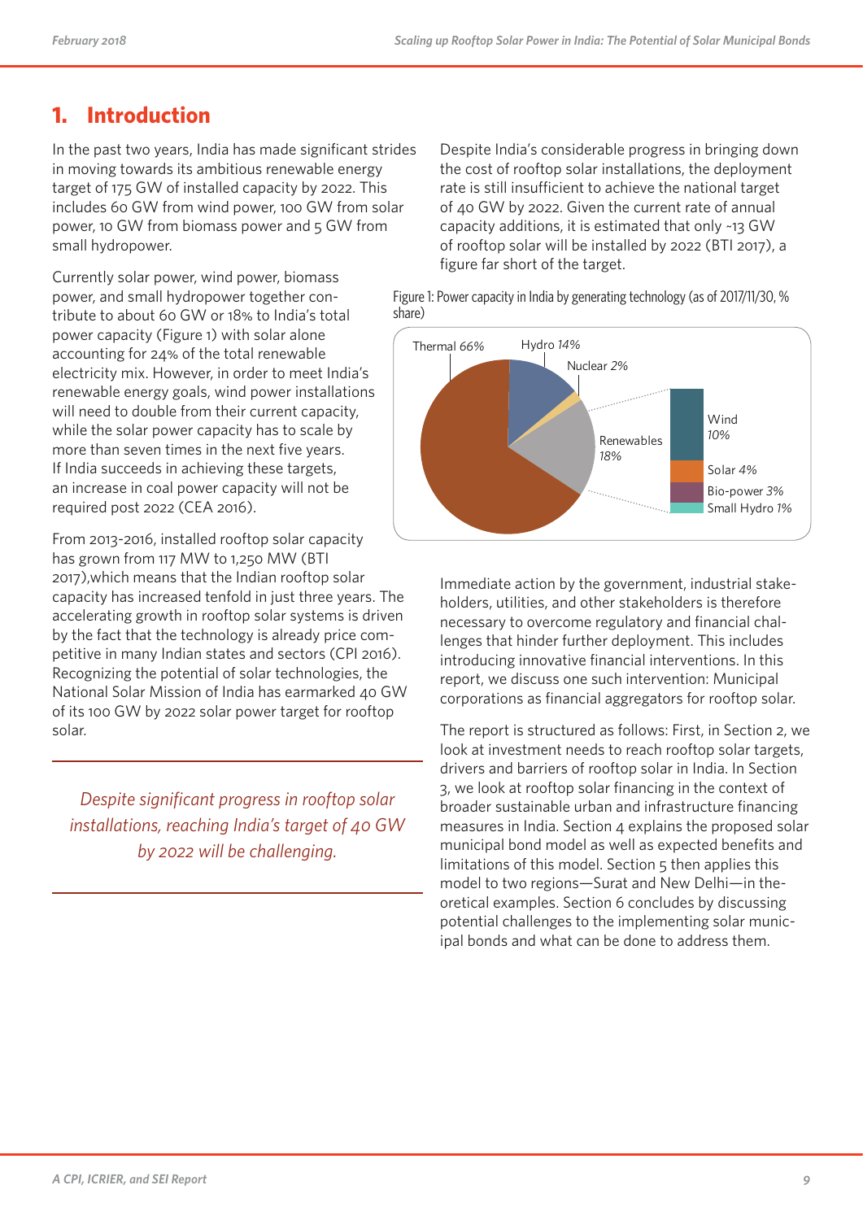# 1. Introduction

In the past two years, India has made significant strides in moving towards its ambitious renewable energy target of 175 GW of installed capacity by 2022. This includes 60 GW from wind power, 100 GW from solar power, 10 GW from biomass power and 5 GW from small hydropower.

Currently solar power, wind power, biomass power, and small hydropower together contribute to about 60 GW or 18% to India's total power capacity (Figure 1) with solar alone accounting for 24% of the total renewable electricity mix. However, in order to meet India's renewable energy goals, wind power installations will need to double from their current capacity, while the solar power capacity has to scale by more than seven times in the next five years. If India succeeds in achieving these targets, an increase in coal power capacity will not be required post 2022 (CEA 2016).

From 2013-2016, installed rooftop solar capacity has grown from 117 MW to 1,250 MW (BTI 2017),which means that the Indian rooftop solar capacity has increased tenfold in just three years. The accelerating growth in rooftop solar systems is driven by the fact that the technology is already price competitive in many Indian states and sectors (CPI 2016). Recognizing the potential of solar technologies, the National Solar Mission of India has earmarked 40 GW of its 100 GW by 2022 solar power target for rooftop solar.

*Despite significant progress in rooftop solar installations, reaching India's target of 40 GW by 2022 will be challenging.*

Despite India's considerable progress in bringing down the cost of rooftop solar installations, the deployment rate is still insufficient to achieve the national target of 40 GW by 2022. Given the current rate of annual capacity additions, it is estimated that only ~13 GW of rooftop solar will be installed by 2022 (BTI 2017), a figure far short of the target.

Figure 1: Power capacity in India by generating technology (as of 2017/11/30, % share)

Thermal *66%*, Hydro *14%*, Nuclear *2%*, Renewables *18%*: Wind *10%*, Solar *4%*, Bio-power *3%*, Small Hydro *1%*

Immediate action by the government, industrial stakeholders, utilities, and other stakeholders is therefore necessary to overcome regulatory and financial challenges that hinder further deployment. This includes introducing innovative financial interventions. In this report, we discuss one such intervention: Municipal corporations as financial aggregators for rooftop solar.

The report is structured as follows: First, in Section 2, we look at investment needs to reach rooftop solar targets, drivers and barriers of rooftop solar in India. In Section 3, we look at rooftop solar financing in the context of broader sustainable urban and infrastructure financing measures in India. Section 4 explains the proposed solar municipal bond model as well as expected benefits and limitations of this model. Section 5 then applies this model to two regions—Surat and New Delhi—in theoretical examples. Section 6 concludes by discussing potential challenges to the implementing solar municipal bonds and what can be done to address them.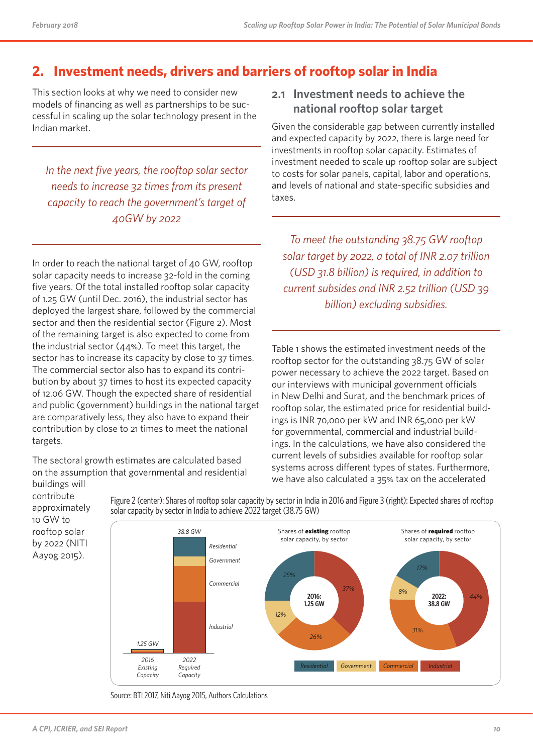## 2. Investment needs, drivers and barriers of rooftop solar in India

This section looks at why we need to consider new models of financing as well as partnerships to be successful in scaling up the solar technology present in the Indian market.

*In the next five years, the rooftop solar sector needs to increase 32 times from its present capacity to reach the government's target of 40GW by 2022*

In order to reach the national target of 40 GW, rooftop solar capacity needs to increase 32-fold in the coming five years. Of the total installed rooftop solar capacity of 1.25 GW (until Dec. 2016), the industrial sector has deployed the largest share, followed by the commercial sector and then the residential sector (Figure 2). Most of the remaining target is also expected to come from the industrial sector (44%). To meet this target, the sector has to increase its capacity by close to 37 times. The commercial sector also has to expand its contribution by about 37 times to host its expected capacity of 12.06 GW. Though the expected share of residential and public (government) buildings in the national target are comparatively less, they also have to expand their contribution by close to 21 times to meet the national targets.

The sectoral growth estimates are calculated based on the assumption that governmental and residential buildings will contribute approximately 10 GW to rooftop solar by 2022 (NITI Aayog 2015).

### 2.1 Investment needs to achieve the national rooftop solar target

Given the considerable gap between currently installed and expected capacity by 2022, there is large need for investments in rooftop solar capacity. Estimates of investment needed to scale up rooftop solar are subject to costs for solar panels, capital, labor and operations, and levels of national and state-specific subsidies and taxes.

*To meet the outstanding 38.75 GW rooftop solar target by 2022, a total of INR 2.07 trillion (USD 31.8 billion) is required, in addition to current subsides and INR 2.52 trillion (USD 39 billion) excluding subsidies.*

Table 1 shows the estimated investment needs of the rooftop sector for the outstanding 38.75 GW of solar power necessary to achieve the 2022 target. Based on our interviews with municipal government officials in New Delhi and Surat, and the benchmark prices of rooftop solar, the estimated price for residential buildings is INR 70,000 per kW and INR 65,000 per kW for governmental, commercial and industrial buildings. In the calculations, we have also considered the current levels of subsidies available for rooftop solar systems across different types of states. Furthermore, we have also calculated a 35% tax on the accelerated

Figure 2 (center): Shares of rooftop solar capacity by sector in India in 2016 and Figure 3 (right): Expected shares of rooftop solar capacity by sector in India to achieve 2022 target (38.75 GW)

Source: BTI 2017, Niti Aayog 2015, Authors Calculations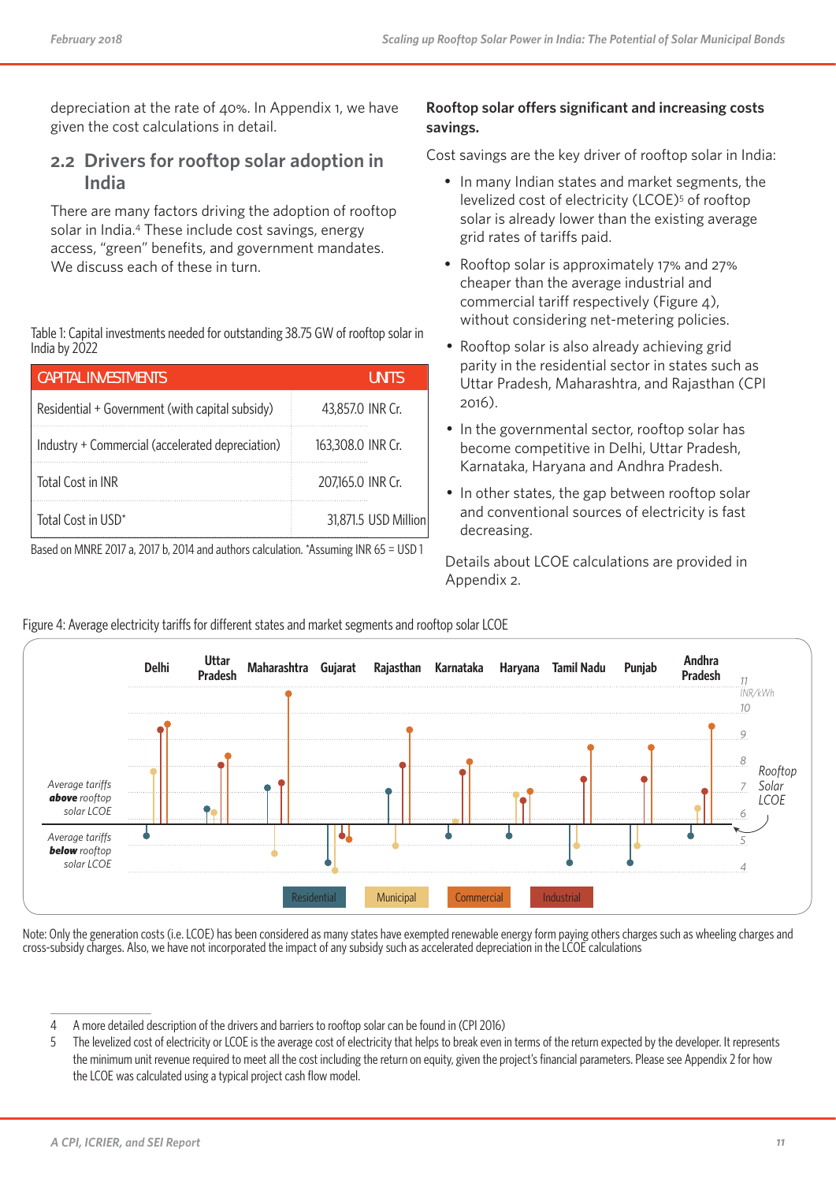depreciation at the rate of 40%. In Appendix 1, we have given the cost calculations in detail.

## 2.2 Drivers for rooftop solar adoption in India

There are many factors driving the adoption of rooftop solar in India.[4] These include cost savings, energy access, "green" benefits, and government mandates. We discuss each of these in turn.

Table 1: Capital investments needed for outstanding 38.75 GW of rooftop solar in India by 2022

| CAPITAL INVESTMENTS | UNITS |
| --- | --- |
| Residential + Government (with capital subsidy) | 43,857.0 INR Cr. |
| Industry + Commercial (accelerated depreciation) | 163,308.0 INR Cr. |
| Total Cost in INR | 207,165.0 INR Cr. |
| Total Cost in USD* | 31,871.5 USD Million |

Based on MNRE 2017 a, 2017 b, 2014 and authors calculation. *Assuming INR 65 = USD 1

**Rooftop solar offers significant and increasing costs savings.**

Cost savings are the key driver of rooftop solar in India:

- In many Indian states and market segments, the levelized cost of electricity (LCOE)[5] of rooftop solar is already lower than the existing average grid rates of tariffs paid.
- Rooftop solar is approximately 17% and 27% cheaper than the average industrial and commercial tariff respectively (Figure 4), without considering net-metering policies.
- Rooftop solar is also already achieving grid parity in the residential sector in states such as Uttar Pradesh, Maharashtra, and Rajasthan (CPI 2016).
- In the governmental sector, rooftop solar has become competitive in Delhi, Uttar Pradesh, Karnataka, Haryana and Andhra Pradesh.
- In other states, the gap between rooftop solar and conventional sources of electricity is fast decreasing.

Details about LCOE calculations are provided in Appendix 2.

Figure 4: Average electricity tariffs for different states and market segments and rooftop solar LCOE

Note: Only the generation costs (i.e. LCOE) has been considered as many states have exempted renewable energy form paying others charges such as wheeling charges and cross-subsidy charges. Also, we have not incorporated the impact of any subsidy such as accelerated depreciation in the LCOE calculations

4 A more detailed description of the drivers and barriers to rooftop solar can be found in (CPI 2016)

5 The levelized cost of electricity or LCOE is the average cost of electricity that helps to break even in terms of the return expected by the developer. It represents the minimum unit revenue required to meet all the cost including the return on equity, given the project's financial parameters. Please see Appendix 2 for how the LCOE was calculated using a typical project cash flow model.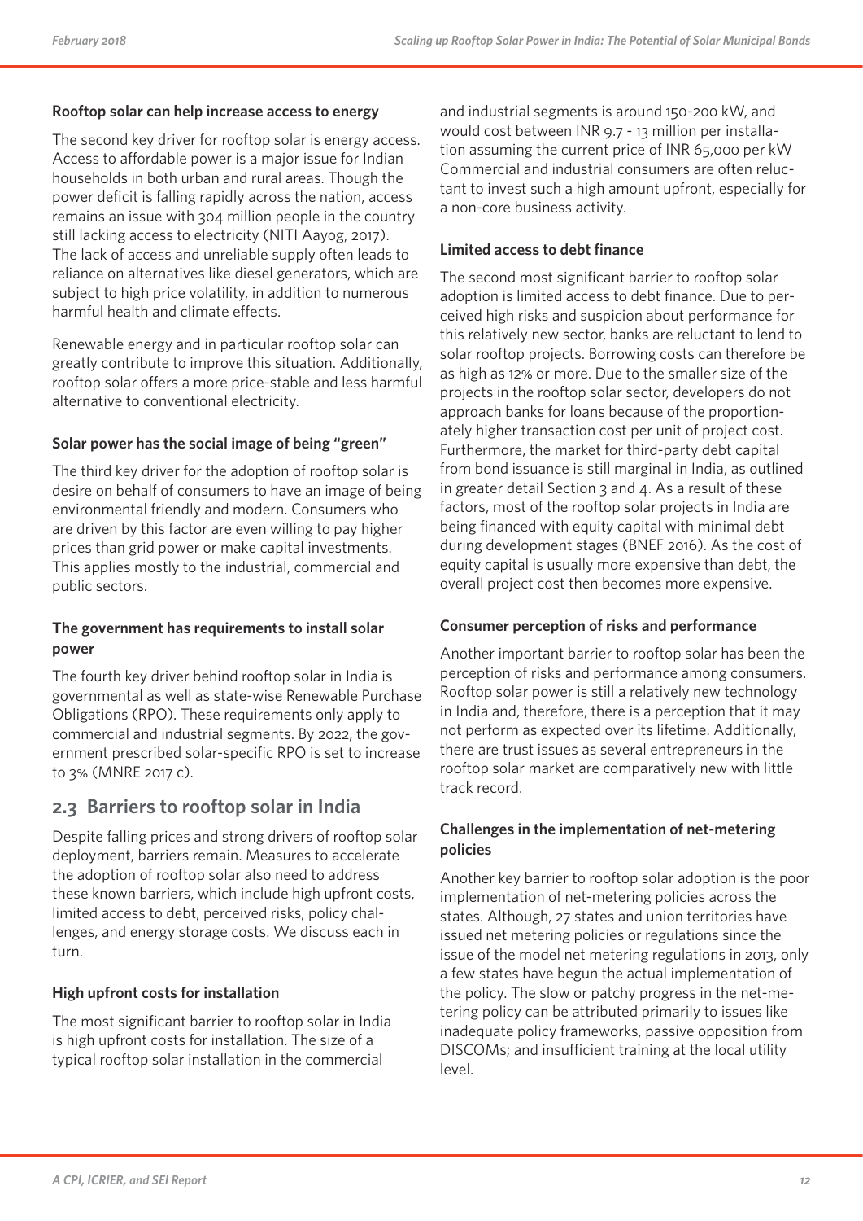### Rooftop solar can help increase access to energy

The second key driver for rooftop solar is energy access. Access to affordable power is a major issue for Indian households in both urban and rural areas. Though the power deficit is falling rapidly across the nation, access remains an issue with 304 million people in the country still lacking access to electricity (NITI Aayog, 2017). The lack of access and unreliable supply often leads to reliance on alternatives like diesel generators, which are subject to high price volatility, in addition to numerous harmful health and climate effects.

Renewable energy and in particular rooftop solar can greatly contribute to improve this situation. Additionally, rooftop solar offers a more price-stable and less harmful alternative to conventional electricity.

### Solar power has the social image of being "green"

The third key driver for the adoption of rooftop solar is desire on behalf of consumers to have an image of being environmental friendly and modern. Consumers who are driven by this factor are even willing to pay higher prices than grid power or make capital investments. This applies mostly to the industrial, commercial and public sectors.

### The government has requirements to install solar power

The fourth key driver behind rooftop solar in India is governmental as well as state-wise Renewable Purchase Obligations (RPO). These requirements only apply to commercial and industrial segments. By 2022, the government prescribed solar-specific RPO is set to increase to 3% (MNRE 2017 c).

## 2.3 Barriers to rooftop solar in India

Despite falling prices and strong drivers of rooftop solar deployment, barriers remain. Measures to accelerate the adoption of rooftop solar also need to address these known barriers, which include high upfront costs, limited access to debt, perceived risks, policy challenges, and energy storage costs. We discuss each in turn.

### High upfront costs for installation

The most significant barrier to rooftop solar in India is high upfront costs for installation. The size of a typical rooftop solar installation in the commercial and industrial segments is around 150-200 kW, and would cost between INR 9.7 - 13 million per installation assuming the current price of INR 65,000 per kW Commercial and industrial consumers are often reluctant to invest such a high amount upfront, especially for a non-core business activity.

### Limited access to debt finance

The second most significant barrier to rooftop solar adoption is limited access to debt finance. Due to perceived high risks and suspicion about performance for this relatively new sector, banks are reluctant to lend to solar rooftop projects. Borrowing costs can therefore be as high as 12% or more. Due to the smaller size of the projects in the rooftop solar sector, developers do not approach banks for loans because of the proportionately higher transaction cost per unit of project cost. Furthermore, the market for third-party debt capital from bond issuance is still marginal in India, as outlined in greater detail Section 3 and 4. As a result of these factors, most of the rooftop solar projects in India are being financed with equity capital with minimal debt during development stages (BNEF 2016). As the cost of equity capital is usually more expensive than debt, the overall project cost then becomes more expensive.

### Consumer perception of risks and performance

Another important barrier to rooftop solar has been the perception of risks and performance among consumers. Rooftop solar power is still a relatively new technology in India and, therefore, there is a perception that it may not perform as expected over its lifetime. Additionally, there are trust issues as several entrepreneurs in the rooftop solar market are comparatively new with little track record.

### Challenges in the implementation of net-metering policies

Another key barrier to rooftop solar adoption is the poor implementation of net-metering policies across the states. Although, 27 states and union territories have issued net metering policies or regulations since the issue of the model net metering regulations in 2013, only a few states have begun the actual implementation of the policy. The slow or patchy progress in the net-metering policy can be attributed primarily to issues like inadequate policy frameworks, passive opposition from DISCOMs; and insufficient training at the local utility level.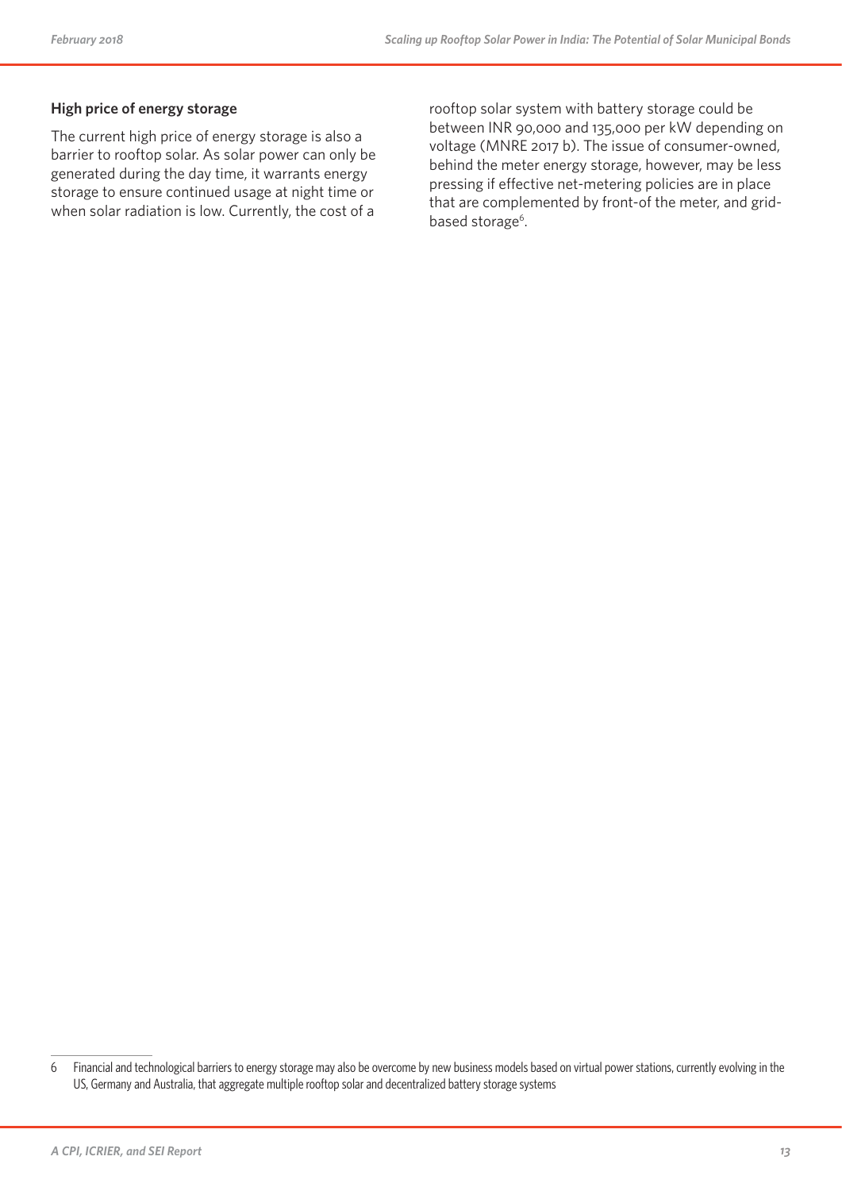### High price of energy storage

The current high price of energy storage is also a barrier to rooftop solar. As solar power can only be generated during the day time, it warrants energy storage to ensure continued usage at night time or when solar radiation is low. Currently, the cost of a rooftop solar system with battery storage could be between INR 90,000 and 135,000 per kW depending on voltage (MNRE 2017 b). The issue of consumer-owned, behind the meter energy storage, however, may be less pressing if effective net-metering policies are in place that are complemented by front-of the meter, and grid-based storage[6].

---

6 Financial and technological barriers to energy storage may also be overcome by new business models based on virtual power stations, currently evolving in the US, Germany and Australia, that aggregate multiple rooftop solar and decentralized battery storage systems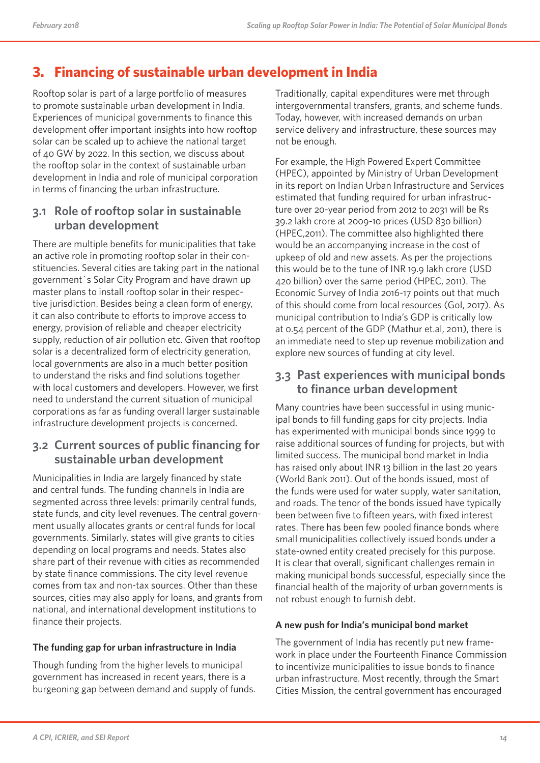## 3. Financing of sustainable urban development in India

Rooftop solar is part of a large portfolio of measures to promote sustainable urban development in India. Experiences of municipal governments to finance this development offer important insights into how rooftop solar can be scaled up to achieve the national target of 40 GW by 2022. In this section, we discuss about the rooftop solar in the context of sustainable urban development in India and role of municipal corporation in terms of financing the urban infrastructure.

### 3.1 Role of rooftop solar in sustainable urban development

There are multiple benefits for municipalities that take an active role in promoting rooftop solar in their constituencies. Several cities are taking part in the national government`s Solar City Program and have drawn up master plans to install rooftop solar in their respective jurisdiction. Besides being a clean form of energy, it can also contribute to efforts to improve access to energy, provision of reliable and cheaper electricity supply, reduction of air pollution etc. Given that rooftop solar is a decentralized form of electricity generation, local governments are also in a much better position to understand the risks and find solutions together with local customers and developers. However, we first need to understand the current situation of municipal corporations as far as funding overall larger sustainable infrastructure development projects is concerned.

### 3.2 Current sources of public financing for sustainable urban development

Municipalities in India are largely financed by state and central funds. The funding channels in India are segmented across three levels: primarily central funds, state funds, and city level revenues. The central government usually allocates grants or central funds for local governments. Similarly, states will give grants to cities depending on local programs and needs. States also share part of their revenue with cities as recommended by state finance commissions. The city level revenue comes from tax and non-tax sources. Other than these sources, cities may also apply for loans, and grants from national, and international development institutions to finance their projects.

#### The funding gap for urban infrastructure in India

Though funding from the higher levels to municipal government has increased in recent years, there is a burgeoning gap between demand and supply of funds. Traditionally, capital expenditures were met through intergovernmental transfers, grants, and scheme funds. Today, however, with increased demands on urban service delivery and infrastructure, these sources may not be enough.

For example, the High Powered Expert Committee (HPEC), appointed by Ministry of Urban Development in its report on Indian Urban Infrastructure and Services estimated that funding required for urban infrastructure over 20-year period from 2012 to 2031 will be Rs 39.2 lakh crore at 2009-10 prices (USD 830 billion) (HPEC,2011). The committee also highlighted there would be an accompanying increase in the cost of upkeep of old and new assets. As per the projections this would be to the tune of INR 19.9 lakh crore (USD 420 billion) over the same period (HPEC, 2011). The Economic Survey of India 2016-17 points out that much of this should come from local resources (GoI, 2017). As municipal contribution to India's GDP is critically low at 0.54 percent of the GDP (Mathur et.al, 2011), there is an immediate need to step up revenue mobilization and explore new sources of funding at city level.

### 3.3 Past experiences with municipal bonds to finance urban development

Many countries have been successful in using municipal bonds to fill funding gaps for city projects. India has experimented with municipal bonds since 1999 to raise additional sources of funding for projects, but with limited success. The municipal bond market in India has raised only about INR 13 billion in the last 20 years (World Bank 2011). Out of the bonds issued, most of the funds were used for water supply, water sanitation, and roads. The tenor of the bonds issued have typically been between five to fifteen years, with fixed interest rates. There has been few pooled finance bonds where small municipalities collectively issued bonds under a state-owned entity created precisely for this purpose. It is clear that overall, significant challenges remain in making municipal bonds successful, especially since the financial health of the majority of urban governments is not robust enough to furnish debt.

#### A new push for India's municipal bond market

The government of India has recently put new framework in place under the Fourteenth Finance Commission to incentivize municipalities to issue bonds to finance urban infrastructure. Most recently, through the Smart Cities Mission, the central government has encouraged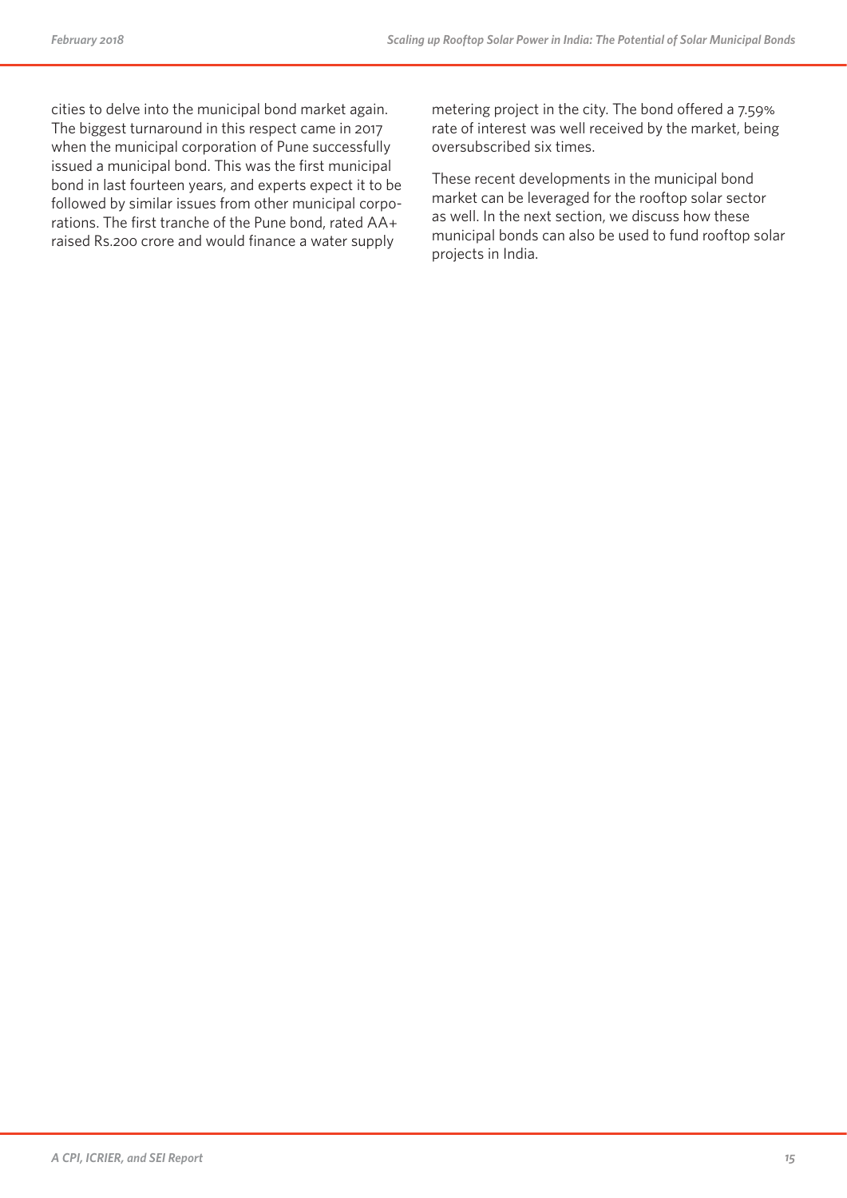cities to delve into the municipal bond market again. The biggest turnaround in this respect came in 2017 when the municipal corporation of Pune successfully issued a municipal bond. This was the first municipal bond in last fourteen years, and experts expect it to be followed by similar issues from other municipal corporations. The first tranche of the Pune bond, rated AA+ raised Rs.200 crore and would finance a water supply metering project in the city. The bond offered a 7.59% rate of interest was well received by the market, being oversubscribed six times.

These recent developments in the municipal bond market can be leveraged for the rooftop solar sector as well. In the next section, we discuss how these municipal bonds can also be used to fund rooftop solar projects in India.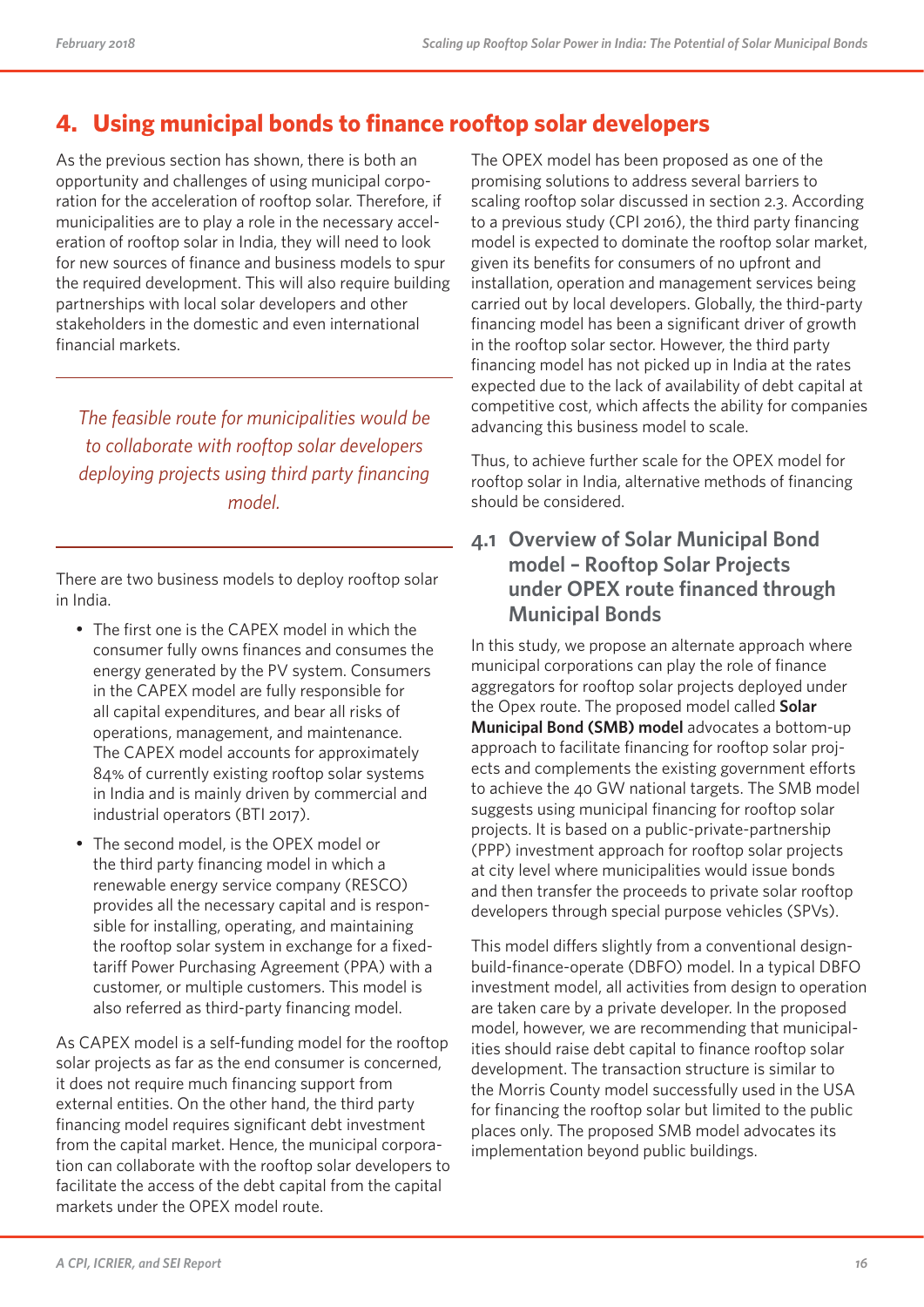## 4. Using municipal bonds to finance rooftop solar developers

As the previous section has shown, there is both an opportunity and challenges of using municipal corporation for the acceleration of rooftop solar. Therefore, if municipalities are to play a role in the necessary acceleration of rooftop solar in India, they will need to look for new sources of finance and business models to spur the required development. This will also require building partnerships with local solar developers and other stakeholders in the domestic and even international financial markets.

*The feasible route for municipalities would be to collaborate with rooftop solar developers deploying projects using third party financing model.*

There are two business models to deploy rooftop solar in India.

- The first one is the CAPEX model in which the consumer fully owns finances and consumes the energy generated by the PV system. Consumers in the CAPEX model are fully responsible for all capital expenditures, and bear all risks of operations, management, and maintenance. The CAPEX model accounts for approximately 84% of currently existing rooftop solar systems in India and is mainly driven by commercial and industrial operators (BTI 2017).
- The second model, is the OPEX model or the third party financing model in which a renewable energy service company (RESCO) provides all the necessary capital and is responsible for installing, operating, and maintaining the rooftop solar system in exchange for a fixed-tariff Power Purchasing Agreement (PPA) with a customer, or multiple customers. This model is also referred as third-party financing model.

As CAPEX model is a self-funding model for the rooftop solar projects as far as the end consumer is concerned, it does not require much financing support from external entities. On the other hand, the third party financing model requires significant debt investment from the capital market. Hence, the municipal corporation can collaborate with the rooftop solar developers to facilitate the access of the debt capital from the capital markets under the OPEX model route.

The OPEX model has been proposed as one of the promising solutions to address several barriers to scaling rooftop solar discussed in section 2.3. According to a previous study (CPI 2016), the third party financing model is expected to dominate the rooftop solar market, given its benefits for consumers of no upfront and installation, operation and management services being carried out by local developers. Globally, the third-party financing model has been a significant driver of growth in the rooftop solar sector. However, the third party financing model has not picked up in India at the rates expected due to the lack of availability of debt capital at competitive cost, which affects the ability for companies advancing this business model to scale.

Thus, to achieve further scale for the OPEX model for rooftop solar in India, alternative methods of financing should be considered.

### 4.1 Overview of Solar Municipal Bond model – Rooftop Solar Projects under OPEX route financed through Municipal Bonds

In this study, we propose an alternate approach where municipal corporations can play the role of finance aggregators for rooftop solar projects deployed under the Opex route. The proposed model called **Solar Municipal Bond (SMB) model** advocates a bottom-up approach to facilitate financing for rooftop solar projects and complements the existing government efforts to achieve the 40 GW national targets. The SMB model suggests using municipal financing for rooftop solar projects. It is based on a public-private-partnership (PPP) investment approach for rooftop solar projects at city level where municipalities would issue bonds and then transfer the proceeds to private solar rooftop developers through special purpose vehicles (SPVs).

This model differs slightly from a conventional design-build-finance-operate (DBFO) model. In a typical DBFO investment model, all activities from design to operation are taken care by a private developer. In the proposed model, however, we are recommending that municipalities should raise debt capital to finance rooftop solar development. The transaction structure is similar to the Morris County model successfully used in the USA for financing the rooftop solar but limited to the public places only. The proposed SMB model advocates its implementation beyond public buildings.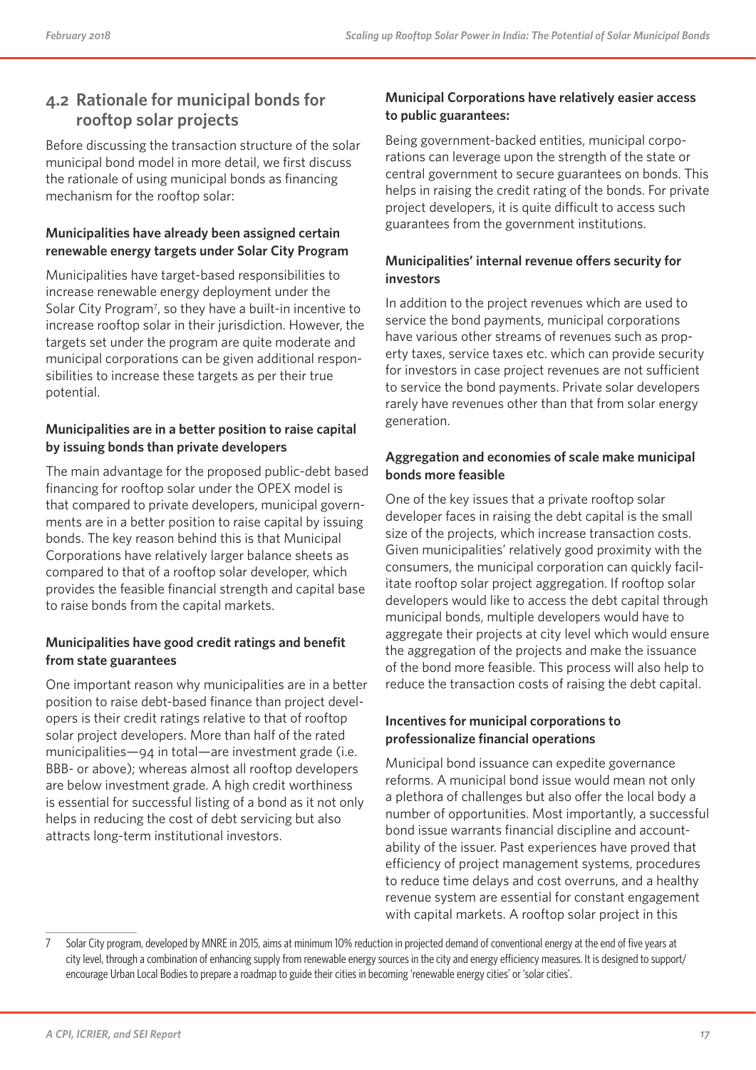## 4.2 Rationale for municipal bonds for rooftop solar projects

Before discussing the transaction structure of the solar municipal bond model in more detail, we first discuss the rationale of using municipal bonds as financing mechanism for the rooftop solar:

**Municipalities have already been assigned certain renewable energy targets under Solar City Program**

Municipalities have target-based responsibilities to increase renewable energy deployment under the Solar City Program[7], so they have a built-in incentive to increase rooftop solar in their jurisdiction. However, the targets set under the program are quite moderate and municipal corporations can be given additional responsibilities to increase these targets as per their true potential.

**Municipalities are in a better position to raise capital by issuing bonds than private developers**

The main advantage for the proposed public-debt based financing for rooftop solar under the OPEX model is that compared to private developers, municipal governments are in a better position to raise capital by issuing bonds. The key reason behind this is that Municipal Corporations have relatively larger balance sheets as compared to that of a rooftop solar developer, which provides the feasible financial strength and capital base to raise bonds from the capital markets.

**Municipalities have good credit ratings and benefit from state guarantees**

One important reason why municipalities are in a better position to raise debt-based finance than project developers is their credit ratings relative to that of rooftop solar project developers. More than half of the rated municipalities—94 in total—are investment grade (i.e. BBB- or above); whereas almost all rooftop developers are below investment grade. A high credit worthiness is essential for successful listing of a bond as it not only helps in reducing the cost of debt servicing but also attracts long-term institutional investors.

**Municipal Corporations have relatively easier access to public guarantees:**

Being government-backed entities, municipal corporations can leverage upon the strength of the state or central government to secure guarantees on bonds. This helps in raising the credit rating of the bonds. For private project developers, it is quite difficult to access such guarantees from the government institutions.

**Municipalities' internal revenue offers security for investors**

In addition to the project revenues which are used to service the bond payments, municipal corporations have various other streams of revenues such as property taxes, service taxes etc. which can provide security for investors in case project revenues are not sufficient to service the bond payments. Private solar developers rarely have revenues other than that from solar energy generation.

**Aggregation and economies of scale make municipal bonds more feasible**

One of the key issues that a private rooftop solar developer faces in raising the debt capital is the small size of the projects, which increase transaction costs. Given municipalities' relatively good proximity with the consumers, the municipal corporation can quickly facilitate rooftop solar project aggregation. If rooftop solar developers would like to access the debt capital through municipal bonds, multiple developers would have to aggregate their projects at city level which would ensure the aggregation of the projects and make the issuance of the bond more feasible. This process will also help to reduce the transaction costs of raising the debt capital.

**Incentives for municipal corporations to professionalize financial operations**

Municipal bond issuance can expedite governance reforms. A municipal bond issue would mean not only a plethora of challenges but also offer the local body a number of opportunities. Most importantly, a successful bond issue warrants financial discipline and accountability of the issuer. Past experiences have proved that efficiency of project management systems, procedures to reduce time delays and cost overruns, and a healthy revenue system are essential for constant engagement with capital markets. A rooftop solar project in this

---

7 Solar City program, developed by MNRE in 2015, aims at minimum 10% reduction in projected demand of conventional energy at the end of five years at city level, through a combination of enhancing supply from renewable energy sources in the city and energy efficiency measures. It is designed to support/encourage Urban Local Bodies to prepare a roadmap to guide their cities in becoming 'renewable energy cities' or 'solar cities'.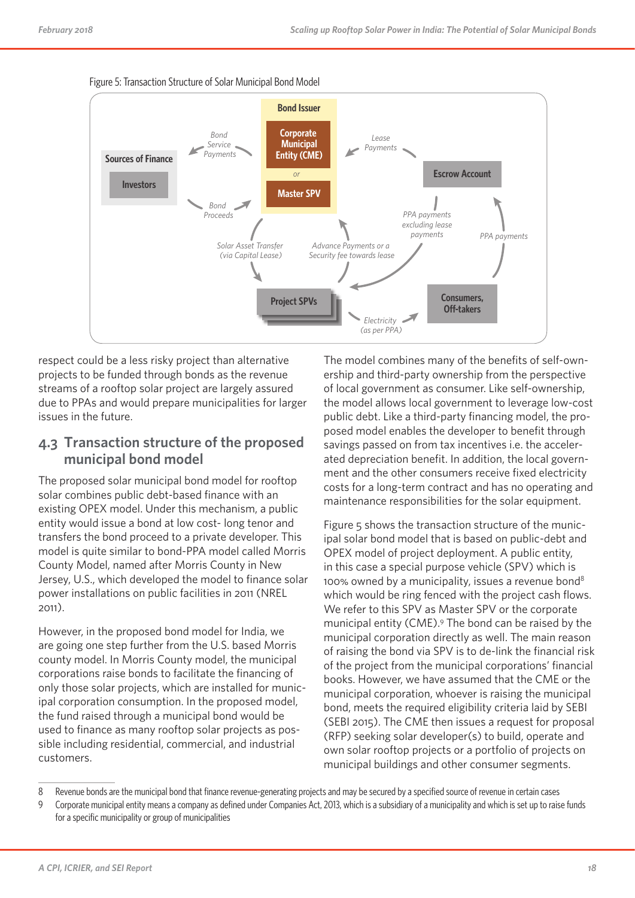Figure 5: Transaction Structure of Solar Municipal Bond Model

respect could be a less risky project than alternative projects to be funded through bonds as the revenue streams of a rooftop solar project are largely assured due to PPAs and would prepare municipalities for larger issues in the future.

## 4.3 Transaction structure of the proposed municipal bond model

The proposed solar municipal bond model for rooftop solar combines public debt-based finance with an existing OPEX model. Under this mechanism, a public entity would issue a bond at low cost- long tenor and transfers the bond proceed to a private developer. This model is quite similar to bond-PPA model called Morris County Model, named after Morris County in New Jersey, U.S., which developed the model to finance solar power installations on public facilities in 2011 (NREL 2011).

However, in the proposed bond model for India, we are going one step further from the U.S. based Morris county model. In Morris County model, the municipal corporations raise bonds to facilitate the financing of only those solar projects, which are installed for municipal corporation consumption. In the proposed model, the fund raised through a municipal bond would be used to finance as many rooftop solar projects as possible including residential, commercial, and industrial customers.

The model combines many of the benefits of self-ownership and third-party ownership from the perspective of local government as consumer. Like self-ownership, the model allows local government to leverage low-cost public debt. Like a third-party financing model, the proposed model enables the developer to benefit through savings passed on from tax incentives i.e. the accelerated depreciation benefit. In addition, the local government and the other consumers receive fixed electricity costs for a long-term contract and has no operating and maintenance responsibilities for the solar equipment.

Figure 5 shows the transaction structure of the municipal solar bond model that is based on public-debt and OPEX model of project deployment. A public entity, in this case a special purpose vehicle (SPV) which is 100% owned by a municipality, issues a revenue bond[8] which would be ring fenced with the project cash flows. We refer to this SPV as Master SPV or the corporate municipal entity (CME).[9] The bond can be raised by the municipal corporation directly as well. The main reason of raising the bond via SPV is to de-link the financial risk of the project from the municipal corporations' financial books. However, we have assumed that the CME or the municipal corporation, whoever is raising the municipal bond, meets the required eligibility criteria laid by SEBI (SEBI 2015). The CME then issues a request for proposal (RFP) seeking solar developer(s) to build, operate and own solar rooftop projects or a portfolio of projects on municipal buildings and other consumer segments.

---

8 Revenue bonds are the municipal bond that finance revenue-generating projects and may be secured by a specified source of revenue in certain cases

9 Corporate municipal entity means a company as defined under Companies Act, 2013, which is a subsidiary of a municipality and which is set up to raise funds for a specific municipality or group of municipalities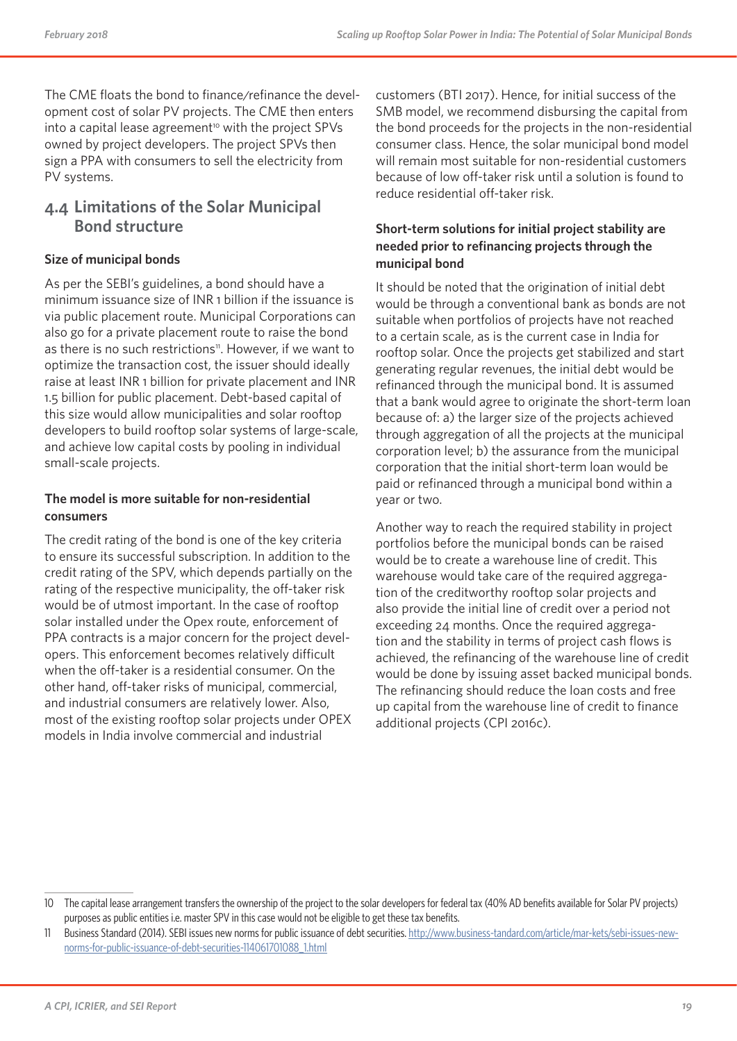The CME floats the bond to finance/refinance the development cost of solar PV projects. The CME then enters into a capital lease agreement[10] with the project SPVs owned by project developers. The project SPVs then sign a PPA with consumers to sell the electricity from PV systems.

## 4.4 Limitations of the Solar Municipal Bond structure

### Size of municipal bonds

As per the SEBI's guidelines, a bond should have a minimum issuance size of INR 1 billion if the issuance is via public placement route. Municipal Corporations can also go for a private placement route to raise the bond as there is no such restrictions[11]. However, if we want to optimize the transaction cost, the issuer should ideally raise at least INR 1 billion for private placement and INR 1.5 billion for public placement. Debt-based capital of this size would allow municipalities and solar rooftop developers to build rooftop solar systems of large-scale, and achieve low capital costs by pooling in individual small-scale projects.

### The model is more suitable for non-residential consumers

The credit rating of the bond is one of the key criteria to ensure its successful subscription. In addition to the credit rating of the SPV, which depends partially on the rating of the respective municipality, the off-taker risk would be of utmost important. In the case of rooftop solar installed under the Opex route, enforcement of PPA contracts is a major concern for the project developers. This enforcement becomes relatively difficult when the off-taker is a residential consumer. On the other hand, off-taker risks of municipal, commercial, and industrial consumers are relatively lower. Also, most of the existing rooftop solar projects under OPEX models in India involve commercial and industrial customers (BTI 2017). Hence, for initial success of the SMB model, we recommend disbursing the capital from the bond proceeds for the projects in the non-residential consumer class. Hence, the solar municipal bond model will remain most suitable for non-residential customers because of low off-taker risk until a solution is found to reduce residential off-taker risk.

### Short-term solutions for initial project stability are needed prior to refinancing projects through the municipal bond

It should be noted that the origination of initial debt would be through a conventional bank as bonds are not suitable when portfolios of projects have not reached to a certain scale, as is the current case in India for rooftop solar. Once the projects get stabilized and start generating regular revenues, the initial debt would be refinanced through the municipal bond. It is assumed that a bank would agree to originate the short-term loan because of: a) the larger size of the projects achieved through aggregation of all the projects at the municipal corporation level; b) the assurance from the municipal corporation that the initial short-term loan would be paid or refinanced through a municipal bond within a year or two.

Another way to reach the required stability in project portfolios before the municipal bonds can be raised would be to create a warehouse line of credit. This warehouse would take care of the required aggregation of the creditworthy rooftop solar projects and also provide the initial line of credit over a period not exceeding 24 months. Once the required aggregation and the stability in terms of project cash flows is achieved, the refinancing of the warehouse line of credit would be done by issuing asset backed municipal bonds. The refinancing should reduce the loan costs and free up capital from the warehouse line of credit to finance additional projects (CPI 2016c).

---

10 The capital lease arrangement transfers the ownership of the project to the solar developers for federal tax (40% AD benefits available for Solar PV projects) purposes as public entities i.e. master SPV in this case would not be eligible to get these tax benefits.

11 Business Standard (2014). SEBI issues new norms for public issuance of debt securities. http://www.business-tandard.com/article/mar-kets/sebi-issues-new-norms-for-public-issuance-of-debt-securities-114061701088_1.html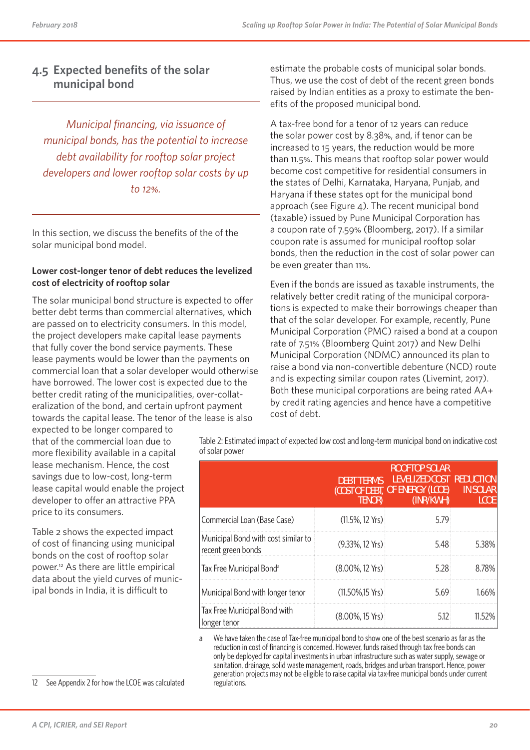## 4.5 Expected benefits of the solar municipal bond

*Municipal financing, via issuance of municipal bonds, has the potential to increase debt availability for rooftop solar project developers and lower rooftop solar costs by up to 12%.*

In this section, we discuss the benefits of the of the solar municipal bond model.

**Lower cost-longer tenor of debt reduces the levelized cost of electricity of rooftop solar**

The solar municipal bond structure is expected to offer better debt terms than commercial alternatives, which are passed on to electricity consumers. In this model, the project developers make capital lease payments that fully cover the bond service payments. These lease payments would be lower than the payments on commercial loan that a solar developer would otherwise have borrowed. The lower cost is expected due to the better credit rating of the municipalities, over-collateralization of the bond, and certain upfront payment towards the capital lease. The tenor of the lease is also expected to be longer compared to that of the commercial loan due to more flexibility available in a capital lease mechanism. Hence, the cost savings due to low-cost, long-term lease capital would enable the project developer to offer an attractive PPA price to its consumers.

Table 2 shows the expected impact of cost of financing using municipal bonds on the cost of rooftop solar power.[12] As there are little empirical data about the yield curves of municipal bonds in India, it is difficult to estimate the probable costs of municipal solar bonds. Thus, we use the cost of debt of the recent green bonds raised by Indian entities as a proxy to estimate the benefits of the proposed municipal bond.

A tax-free bond for a tenor of 12 years can reduce the solar power cost by 8.38%, and, if tenor can be increased to 15 years, the reduction would be more than 11.5%. This means that rooftop solar power would become cost competitive for residential consumers in the states of Delhi, Karnataka, Haryana, Punjab, and Haryana if these states opt for the municipal bond approach (see Figure 4). The recent municipal bond (taxable) issued by Pune Municipal Corporation has a coupon rate of 7.59% (Bloomberg, 2017). If a similar coupon rate is assumed for municipal rooftop solar bonds, then the reduction in the cost of solar power can be even greater than 11%.

Even if the bonds are issued as taxable instruments, the relatively better credit rating of the municipal corporations is expected to make their borrowings cheaper than that of the solar developer. For example, recently, Pune Municipal Corporation (PMC) raised a bond at a coupon rate of 7.51% (Bloomberg Quint 2017) and New Delhi Municipal Corporation (NDMC) announced its plan to raise a bond via non-convertible debenture (NCD) route and is expecting similar coupon rates (Livemint, 2017). Both these municipal corporations are being rated AA+ by credit rating agencies and hence have a competitive cost of debt.

Table 2: Estimated impact of expected low cost and long-term municipal bond on indicative cost of solar power

| | DEBT TERMS (COST OF DEBT, TENOR) | ROOFTOP SOLAR LEVELIZED COST OF ENERGY (LCOE) (INR/KWH) | REDUCTION IN SOLAR LCOE |
|---|---|---|---|
| Commercial Loan (Base Case) | (11.5%, 12 Yrs) | 5.79 | |
| Municipal Bond with cost similar to recent green bonds | (9.33%, 12 Yrs) | 5.48 | 5.38% |
| Tax Free Municipal Bond[a] | (8.00%, 12 Yrs) | 5.28 | 8.78% |
| Municipal Bond with longer tenor | (11.50%,15 Yrs) | 5.69 | 1.66% |
| Tax Free Municipal Bond with longer tenor | (8.00%, 15 Yrs) | 5.12 | 11.52% |

a We have taken the case of Tax-free municipal bond to show one of the best scenario as far as the reduction in cost of financing is concerned. However, funds raised through tax free bonds can only be deployed for capital investments in urban infrastructure such as water supply, sewage or sanitation, drainage, solid waste management, roads, bridges and urban transport. Hence, power generation projects may not be eligible to raise capital via tax-free municipal bonds under current regulations.

12 See Appendix 2 for how the LCOE was calculated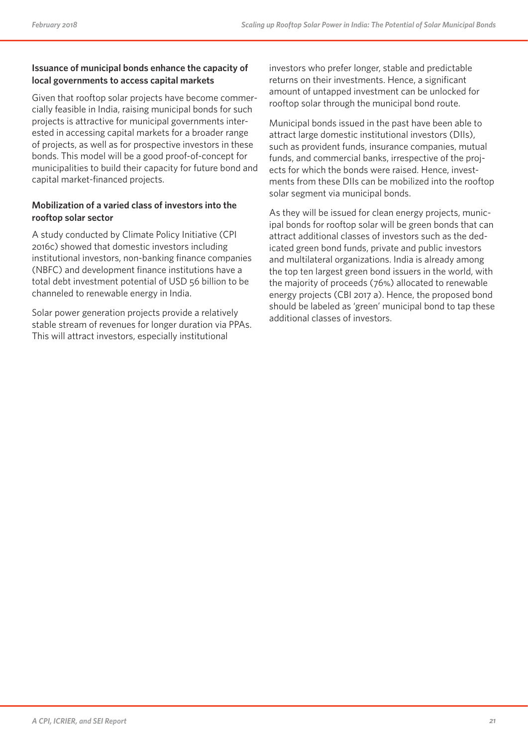### Issuance of municipal bonds enhance the capacity of local governments to access capital markets

Given that rooftop solar projects have become commercially feasible in India, raising municipal bonds for such projects is attractive for municipal governments interested in accessing capital markets for a broader range of projects, as well as for prospective investors in these bonds. This model will be a good proof-of-concept for municipalities to build their capacity for future bond and capital market-financed projects.

### Mobilization of a varied class of investors into the rooftop solar sector

A study conducted by Climate Policy Initiative (CPI 2016c) showed that domestic investors including institutional investors, non-banking finance companies (NBFC) and development finance institutions have a total debt investment potential of USD 56 billion to be channeled to renewable energy in India.

Solar power generation projects provide a relatively stable stream of revenues for longer duration via PPAs. This will attract investors, especially institutional investors who prefer longer, stable and predictable returns on their investments. Hence, a significant amount of untapped investment can be unlocked for rooftop solar through the municipal bond route.

Municipal bonds issued in the past have been able to attract large domestic institutional investors (DIIs), such as provident funds, insurance companies, mutual funds, and commercial banks, irrespective of the projects for which the bonds were raised. Hence, investments from these DIIs can be mobilized into the rooftop solar segment via municipal bonds.

As they will be issued for clean energy projects, municipal bonds for rooftop solar will be green bonds that can attract additional classes of investors such as the dedicated green bond funds, private and public investors and multilateral organizations. India is already among the top ten largest green bond issuers in the world, with the majority of proceeds (76%) allocated to renewable energy projects (CBI 2017 a). Hence, the proposed bond should be labeled as 'green' municipal bond to tap these additional classes of investors.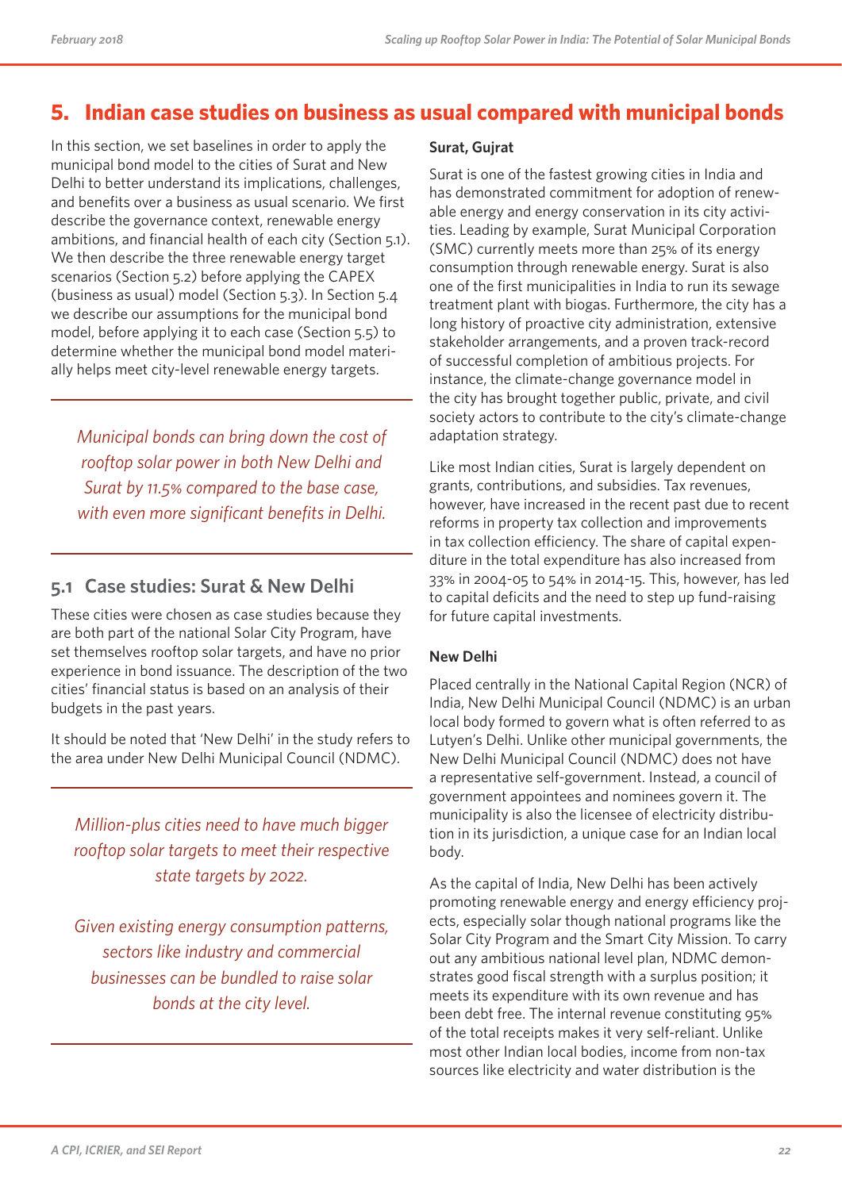## 5. Indian case studies on business as usual compared with municipal bonds

In this section, we set baselines in order to apply the municipal bond model to the cities of Surat and New Delhi to better understand its implications, challenges, and benefits over a business as usual scenario. We first describe the governance context, renewable energy ambitions, and financial health of each city (Section 5.1). We then describe the three renewable energy target scenarios (Section 5.2) before applying the CAPEX (business as usual) model (Section 5.3). In Section 5.4 we describe our assumptions for the municipal bond model, before applying it to each case (Section 5.5) to determine whether the municipal bond model materially helps meet city-level renewable energy targets.

*Municipal bonds can bring down the cost of rooftop solar power in both New Delhi and Surat by 11.5% compared to the base case, with even more significant benefits in Delhi.*

### 5.1 Case studies: Surat & New Delhi

These cities were chosen as case studies because they are both part of the national Solar City Program, have set themselves rooftop solar targets, and have no prior experience in bond issuance. The description of the two cities' financial status is based on an analysis of their budgets in the past years.

It should be noted that 'New Delhi' in the study refers to the area under New Delhi Municipal Council (NDMC).

*Million-plus cities need to have much bigger rooftop solar targets to meet their respective state targets by 2022.*

*Given existing energy consumption patterns, sectors like industry and commercial businesses can be bundled to raise solar bonds at the city level.*

**Surat, Gujrat**

Surat is one of the fastest growing cities in India and has demonstrated commitment for adoption of renewable energy and energy conservation in its city activities. Leading by example, Surat Municipal Corporation (SMC) currently meets more than 25% of its energy consumption through renewable energy. Surat is also one of the first municipalities in India to run its sewage treatment plant with biogas. Furthermore, the city has a long history of proactive city administration, extensive stakeholder arrangements, and a proven track-record of successful completion of ambitious projects. For instance, the climate-change governance model in the city has brought together public, private, and civil society actors to contribute to the city's climate-change adaptation strategy.

Like most Indian cities, Surat is largely dependent on grants, contributions, and subsidies. Tax revenues, however, have increased in the recent past due to recent reforms in property tax collection and improvements in tax collection efficiency. The share of capital expenditure in the total expenditure has also increased from 33% in 2004-05 to 54% in 2014-15. This, however, has led to capital deficits and the need to step up fund-raising for future capital investments.

**New Delhi**

Placed centrally in the National Capital Region (NCR) of India, New Delhi Municipal Council (NDMC) is an urban local body formed to govern what is often referred to as Lutyen's Delhi. Unlike other municipal governments, the New Delhi Municipal Council (NDMC) does not have a representative self-government. Instead, a council of government appointees and nominees govern it. The municipality is also the licensee of electricity distribution in its jurisdiction, a unique case for an Indian local body.

As the capital of India, New Delhi has been actively promoting renewable energy and energy efficiency projects, especially solar though national programs like the Solar City Program and the Smart City Mission. To carry out any ambitious national level plan, NDMC demonstrates good fiscal strength with a surplus position; it meets its expenditure with its own revenue and has been debt free. The internal revenue constituting 95% of the total receipts makes it very self-reliant. Unlike most other Indian local bodies, income from non-tax sources like electricity and water distribution is the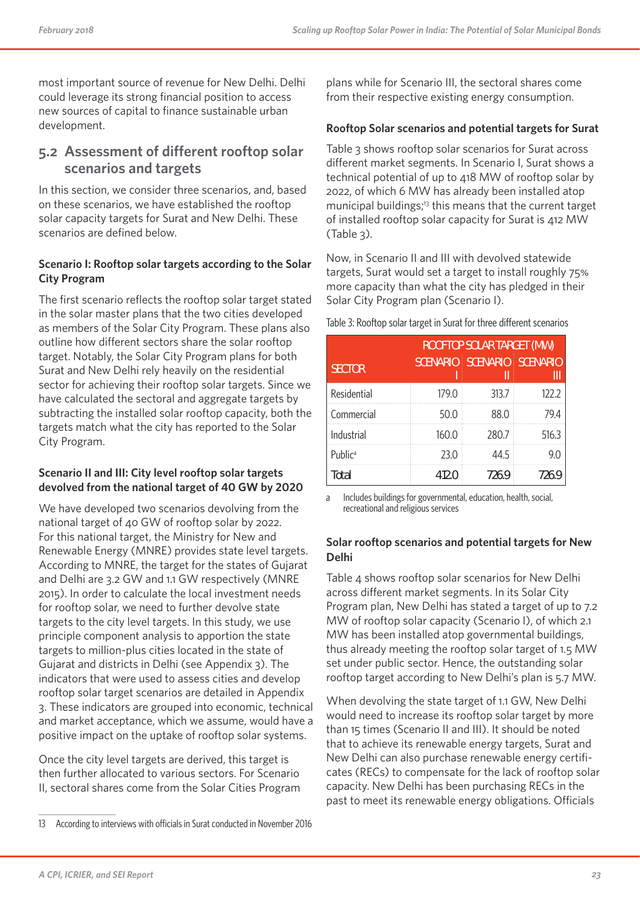most important source of revenue for New Delhi. Delhi could leverage its strong financial position to access new sources of capital to finance sustainable urban development.

## 5.2 Assessment of different rooftop solar scenarios and targets

In this section, we consider three scenarios, and, based on these scenarios, we have established the rooftop solar capacity targets for Surat and New Delhi. These scenarios are defined below.

**Scenario I: Rooftop solar targets according to the Solar City Program**

The first scenario reflects the rooftop solar target stated in the solar master plans that the two cities developed as members of the Solar City Program. These plans also outline how different sectors share the solar rooftop target. Notably, the Solar City Program plans for both Surat and New Delhi rely heavily on the residential sector for achieving their rooftop solar targets. Since we have calculated the sectoral and aggregate targets by subtracting the installed solar rooftop capacity, both the targets match what the city has reported to the Solar City Program.

**Scenario II and III: City level rooftop solar targets devolved from the national target of 40 GW by 2020**

We have developed two scenarios devolving from the national target of 40 GW of rooftop solar by 2022. For this national target, the Ministry for New and Renewable Energy (MNRE) provides state level targets. According to MNRE, the target for the states of Gujarat and Delhi are 3.2 GW and 1.1 GW respectively (MNRE 2015). In order to calculate the local investment needs for rooftop solar, we need to further devolve state targets to the city level targets. In this study, we use principle component analysis to apportion the state targets to million-plus cities located in the state of Gujarat and districts in Delhi (see Appendix 3). The indicators that were used to assess cities and develop rooftop solar target scenarios are detailed in Appendix 3. These indicators are grouped into economic, technical and market acceptance, which we assume, would have a positive impact on the uptake of rooftop solar systems.

Once the city level targets are derived, this target is then further allocated to various sectors. For Scenario II, sectoral shares come from the Solar Cities Program plans while for Scenario III, the sectoral shares come from their respective existing energy consumption.

**Rooftop Solar scenarios and potential targets for Surat**

Table 3 shows rooftop solar scenarios for Surat across different market segments. In Scenario I, Surat shows a technical potential of up to 418 MW of rooftop solar by 2022, of which 6 MW has already been installed atop municipal buildings;[13] this means that the current target of installed rooftop solar capacity for Surat is 412 MW (Table 3).

Now, in Scenario II and III with devolved statewide targets, Surat would set a target to install roughly 75% more capacity than what the city has pledged in their Solar City Program plan (Scenario I).

Table 3: Rooftop solar target in Surat for three different scenarios

| SECTOR | ROOFTOP SOLAR TARGET (MW) | | |
|---|---|---|---|
| | SCENARIO I | SCENARIO II | SCENARIO III |
| Residential | 179.0 | 313.7 | 122.2 |
| Commercial | 50.0 | 88.0 | 79.4 |
| Industrial | 160.0 | 280.7 | 516.3 |
| Public[a] | 23.0 | 44.5 | 9.0 |
| Total | 412.0 | 726.9 | 726.9 |

a Includes buildings for governmental, education, health, social, recreational and religious services

**Solar rooftop scenarios and potential targets for New Delhi**

Table 4 shows rooftop solar scenarios for New Delhi across different market segments. In its Solar City Program plan, New Delhi has stated a target of up to 7.2 MW of rooftop solar capacity (Scenario I), of which 2.1 MW has been installed atop governmental buildings, thus already meeting the rooftop solar target of 1.5 MW set under public sector. Hence, the outstanding solar rooftop target according to New Delhi's plan is 5.7 MW.

When devolving the state target of 1.1 GW, New Delhi would need to increase its rooftop solar target by more than 15 times (Scenario II and III). It should be noted that to achieve its renewable energy targets, Surat and New Delhi can also purchase renewable energy certificates (RECs) to compensate for the lack of rooftop solar capacity. New Delhi has been purchasing RECs in the past to meet its renewable energy obligations. Officials

13 According to interviews with officials in Surat conducted in November 2016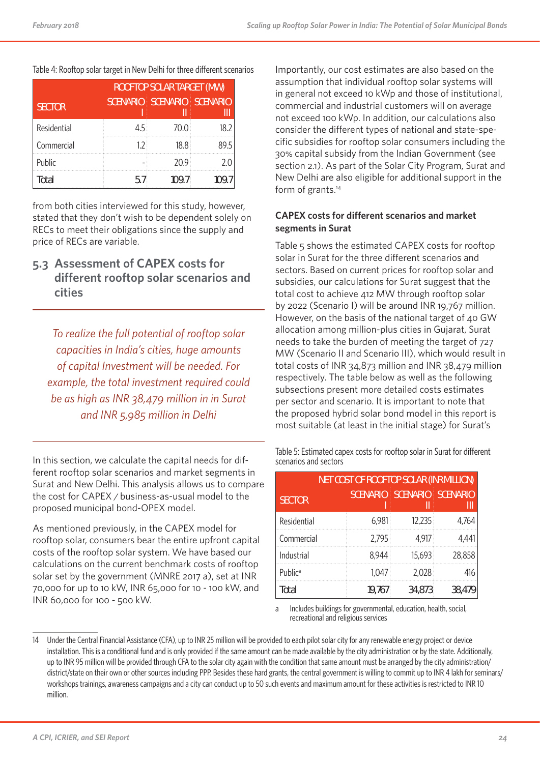Table 4: Rooftop solar target in New Delhi for three different scenarios

| SECTOR | ROOFTOP SOLAR TARGET (MW) | | |
|---|---|---|---|
| | SCENARIO I | SCENARIO II | SCENARIO III |
| Residential | 4.5 | 70.0 | 18.2 |
| Commercial | 1.2 | 18.8 | 89.5 |
| Public | - | 20.9 | 2.0 |
| **Total** | **5.7** | **109.7** | **109.7** |

from both cities interviewed for this study, however, stated that they don't wish to be dependent solely on RECs to meet their obligations since the supply and price of RECs are variable.

## 5.3 Assessment of CAPEX costs for different rooftop solar scenarios and cities

*To realize the full potential of rooftop solar capacities in India's cities, huge amounts of capital Investment will be needed. For example, the total investment required could be as high as INR 38,479 million in in Surat and INR 5,985 million in Delhi*

In this section, we calculate the capital needs for different rooftop solar scenarios and market segments in Surat and New Delhi. This analysis allows us to compare the cost for CAPEX / business-as-usual model to the proposed municipal bond-OPEX model.

As mentioned previously, in the CAPEX model for rooftop solar, consumers bear the entire upfront capital costs of the rooftop solar system. We have based our calculations on the current benchmark costs of rooftop solar set by the government (MNRE 2017 a), set at INR 70,000 for up to 10 kW, INR 65,000 for 10 - 100 kW, and INR 60,000 for 100 - 500 kW.

Importantly, our cost estimates are also based on the assumption that individual rooftop solar systems will in general not exceed 10 kWp and those of institutional, commercial and industrial customers will on average not exceed 100 kWp. In addition, our calculations also consider the different types of national and state-specific subsidies for rooftop solar consumers including the 30% capital subsidy from the Indian Government (see section 2.1). As part of the Solar City Program, Surat and New Delhi are also eligible for additional support in the form of grants.[14]

### CAPEX costs for different scenarios and market segments in Surat

Table 5 shows the estimated CAPEX costs for rooftop solar in Surat for the three different scenarios and sectors. Based on current prices for rooftop solar and subsidies, our calculations for Surat suggest that the total cost to achieve 412 MW through rooftop solar by 2022 (Scenario I) will be around INR 19,767 million. However, on the basis of the national target of 40 GW allocation among million-plus cities in Gujarat, Surat needs to take the burden of meeting the target of 727 MW (Scenario II and Scenario III), which would result in total costs of INR 34,873 million and INR 38,479 million respectively. The table below as well as the following subsections present more detailed costs estimates per sector and scenario. It is important to note that the proposed hybrid solar bond model in this report is most suitable (at least in the initial stage) for Surat's

Table 5: Estimated capex costs for rooftop solar in Surat for different scenarios and sectors

| SECTOR | NET COST OF ROOFTOP SOLAR (INR MILLION) | | |
|---|---|---|---|
| | SCENARIO I | SCENARIO II | SCENARIO III |
| Residential | 6,981 | 12,235 | 4,764 |
| Commercial | 2,795 | 4,917 | 4,441 |
| Industrial | 8,944 | 15,693 | 28,858 |
| Public[a] | 1,047 | 2,028 | 416 |
| **Total** | **19,767** | **34,873** | **38,479** |

a Includes buildings for governmental, education, health, social, recreational and religious services

14 Under the Central Financial Assistance (CFA), up to INR 25 million will be provided to each pilot solar city for any renewable energy project or device installation. This is a conditional fund and is only provided if the same amount can be made available by the city administration or by the state. Additionally, up to INR 95 million will be provided through CFA to the solar city again with the condition that same amount must be arranged by the city administration/ district/state on their own or other sources including PPP. Besides these hard grants, the central government is willing to commit up to INR 4 lakh for seminars/ workshops trainings, awareness campaigns and a city can conduct up to 50 such events and maximum amount for these activities is restricted to INR 10 million.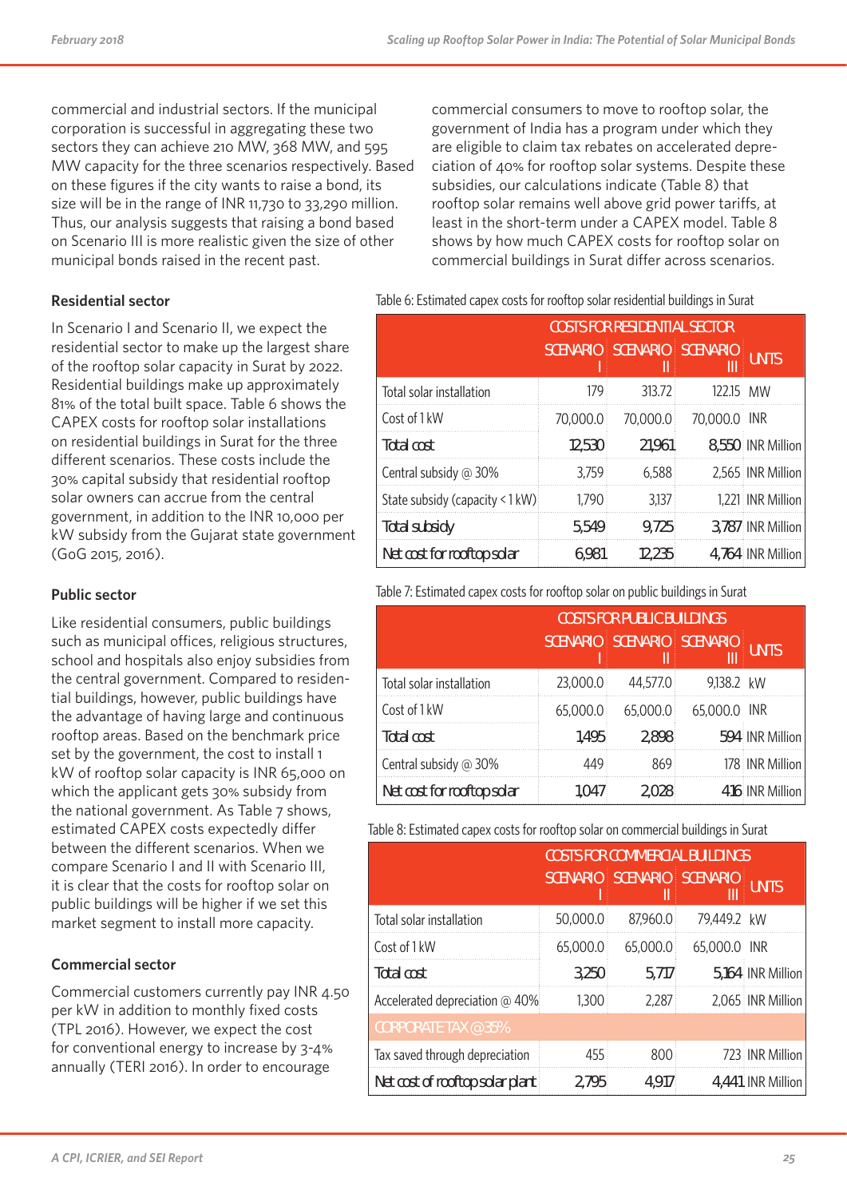commercial and industrial sectors. If the municipal corporation is successful in aggregating these two sectors they can achieve 210 MW, 368 MW, and 595 MW capacity for the three scenarios respectively. Based on these figures if the city wants to raise a bond, its size will be in the range of INR 11,730 to 33,290 million. Thus, our analysis suggests that raising a bond based on Scenario III is more realistic given the size of other municipal bonds raised in the recent past.

### Residential sector

In Scenario I and Scenario II, we expect the residential sector to make up the largest share of the rooftop solar capacity in Surat by 2022. Residential buildings make up approximately 81% of the total built space. Table 6 shows the CAPEX costs for rooftop solar installations on residential buildings in Surat for the three different scenarios. These costs include the 30% capital subsidy that residential rooftop solar owners can accrue from the central government, in addition to the INR 10,000 per kW subsidy from the Gujarat state government (GoG 2015, 2016).

### Public sector

Like residential consumers, public buildings such as municipal offices, religious structures, school and hospitals also enjoy subsidies from the central government. Compared to residential buildings, however, public buildings have the advantage of having large and continuous rooftop areas. Based on the benchmark price set by the government, the cost to install 1 kW of rooftop solar capacity is INR 65,000 on which the applicant gets 30% subsidy from the national government. As Table 7 shows, estimated CAPEX costs expectedly differ between the different scenarios. When we compare Scenario I and II with Scenario III, it is clear that the costs for rooftop solar on public buildings will be higher if we set this market segment to install more capacity.

### Commercial sector

Commercial customers currently pay INR 4.50 per kW in addition to monthly fixed costs (TPL 2016). However, we expect the cost for conventional energy to increase by 3-4% annually (TERI 2016). In order to encourage commercial consumers to move to rooftop solar, the government of India has a program under which they are eligible to claim tax rebates on accelerated depreciation of 40% for rooftop solar systems. Despite these subsidies, our calculations indicate (Table 8) that rooftop solar remains well above grid power tariffs, at least in the short-term under a CAPEX model. Table 8 shows by how much CAPEX costs for rooftop solar on commercial buildings in Surat differ across scenarios.

Table 6: Estimated capex costs for rooftop solar residential buildings in Surat

| | COSTS FOR RESIDENTIAL SECTOR | | | |
|---|---|---|---|---|
| | SCENARIO I | SCENARIO II | SCENARIO III | UNITS |
| Total solar installation | 179 | 313.72 | 122.15 | MW |
| Cost of 1 kW | 70,000.0 | 70,000.0 | 70,000.0 | INR |
| **Total cost** | **12,530** | **21,961** | **8,550** | INR Million |
| Central subsidy @ 30% | 3,759 | 6,588 | 2,565 | INR Million |
| State subsidy (capacity < 1 kW) | 1,790 | 3,137 | 1,221 | INR Million |
| **Total subsidy** | **5,549** | **9,725** | **3,787** | INR Million |
| **Net cost for rooftop solar** | **6,981** | **12,235** | **4,764** | INR Million |

Table 7: Estimated capex costs for rooftop solar on public buildings in Surat

| | COSTS FOR PUBLIC BUILDINGS | | | |
|---|---|---|---|---|
| | SCENARIO I | SCENARIO II | SCENARIO III | UNITS |
| Total solar installation | 23,000.0 | 44,577.0 | 9,138.2 | kW |
| Cost of 1 kW | 65,000.0 | 65,000.0 | 65,000.0 | INR |
| **Total cost** | **1,495** | **2,898** | **594** | INR Million |
| Central subsidy @ 30% | 449 | 869 | 178 | INR Million |
| **Net cost for rooftop solar** | **1,047** | **2,028** | **416** | INR Million |

Table 8: Estimated capex costs for rooftop solar on commercial buildings in Surat

| | COSTS FOR COMMERCIAL BUILDINGS | | | |
|---|---|---|---|---|
| | SCENARIO I | SCENARIO II | SCENARIO III | UNITS |
| Total solar installation | 50,000.0 | 87,960.0 | 79,449.2 | kW |
| Cost of 1 kW | 65,000.0 | 65,000.0 | 65,000.0 | INR |
| **Total cost** | **3,250** | **5,717** | **5,164** | INR Million |
| Accelerated depreciation @ 40% | 1,300 | 2,287 | 2,065 | INR Million |
| CORPORATE TAX @ 35% | | | | |
| Tax saved through depreciation | 455 | 800 | 723 | INR Million |
| **Net cost of rooftop solar plant** | **2,795** | **4,917** | **4,441** | INR Million |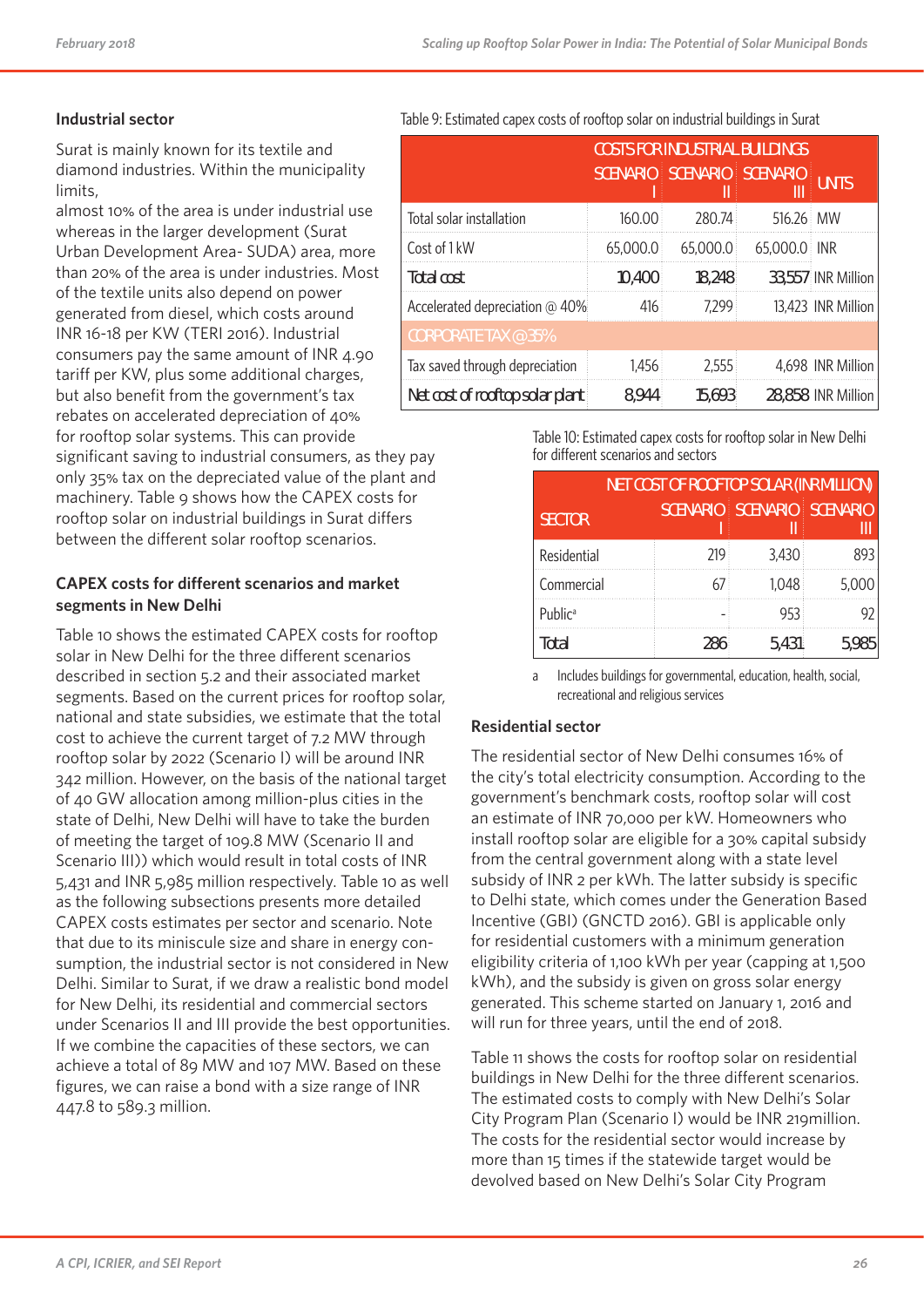### Industrial sector

Surat is mainly known for its textile and diamond industries. Within the municipality limits, almost 10% of the area is under industrial use whereas in the larger development (Surat Urban Development Area- SUDA) area, more than 20% of the area is under industries. Most of the textile units also depend on power generated from diesel, which costs around INR 16-18 per KW (TERI 2016). Industrial consumers pay the same amount of INR 4.90 tariff per KW, plus some additional charges, but also benefit from the government's tax rebates on accelerated depreciation of 40% for rooftop solar systems. This can provide significant saving to industrial consumers, as they pay only 35% tax on the depreciated value of the plant and machinery. Table 9 shows how the CAPEX costs for rooftop solar on industrial buildings in Surat differs between the different solar rooftop scenarios.

Table 9: Estimated capex costs of rooftop solar on industrial buildings in Surat

| | COSTS FOR INDUSTRIAL BUILDINGS | | | |
|---|---|---|---|---|
| | SCENARIO I | SCENARIO II | SCENARIO III | UNITS |
| Total solar installation | 160.00 | 280.74 | 516.26 | MW |
| Cost of 1 kW | 65,000.0 | 65,000.0 | 65,000.0 | INR |
| **Total cost** | **10,400** | **18,248** | **33,557** | INR Million |
| Accelerated depreciation @ 40% | 416 | 7,299 | 13,423 | INR Million |
| CORPORATE TAX @ 35% | | | | |
| Tax saved through depreciation | 1,456 | 2,555 | 4,698 | INR Million |
| **Net cost of rooftop solar plant** | **8,944** | **15,693** | **28,858** | INR Million |

### CAPEX costs for different scenarios and market segments in New Delhi

Table 10 shows the estimated CAPEX costs for rooftop solar in New Delhi for the three different scenarios described in section 5.2 and their associated market segments. Based on the current prices for rooftop solar, national and state subsidies, we estimate that the total cost to achieve the current target of 7.2 MW through rooftop solar by 2022 (Scenario I) will be around INR 342 million. However, on the basis of the national target of 40 GW allocation among million-plus cities in the state of Delhi, New Delhi will have to take the burden of meeting the target of 109.8 MW (Scenario II and Scenario III)) which would result in total costs of INR 5,431 and INR 5,985 million respectively. Table 10 as well as the following subsections presents more detailed CAPEX costs estimates per sector and scenario. Note that due to its miniscule size and share in energy consumption, the industrial sector is not considered in New Delhi. Similar to Surat, if we draw a realistic bond model for New Delhi, its residential and commercial sectors under Scenarios II and III provide the best opportunities. If we combine the capacities of these sectors, we can achieve a total of 89 MW and 107 MW. Based on these figures, we can raise a bond with a size range of INR 447.8 to 589.3 million.

Table 10: Estimated capex costs for rooftop solar in New Delhi for different scenarios and sectors

| SECTOR | NET COST OF ROOFTOP SOLAR (INR MILLION) | | |
|---|---|---|---|
| | SCENARIO I | SCENARIO II | SCENARIO III |
| Residential | 219 | 3,430 | 893 |
| Commercial | 67 | 1,048 | 5,000 |
| Public[a] | - | 953 | 92 |
| **Total** | **286** | **5,431** | **5,985** |

a Includes buildings for governmental, education, health, social, recreational and religious services

### Residential sector

The residential sector of New Delhi consumes 16% of the city's total electricity consumption. According to the government's benchmark costs, rooftop solar will cost an estimate of INR 70,000 per kW. Homeowners who install rooftop solar are eligible for a 30% capital subsidy from the central government along with a state level subsidy of INR 2 per kWh. The latter subsidy is specific to Delhi state, which comes under the Generation Based Incentive (GBI) (GNCTD 2016). GBI is applicable only for residential customers with a minimum generation eligibility criteria of 1,100 kWh per year (capping at 1,500 kWh), and the subsidy is given on gross solar energy generated. This scheme started on January 1, 2016 and will run for three years, until the end of 2018.

Table 11 shows the costs for rooftop solar on residential buildings in New Delhi for the three different scenarios. The estimated costs to comply with New Delhi's Solar City Program Plan (Scenario I) would be INR 219million. The costs for the residential sector would increase by more than 15 times if the statewide target would be devolved based on New Delhi's Solar City Program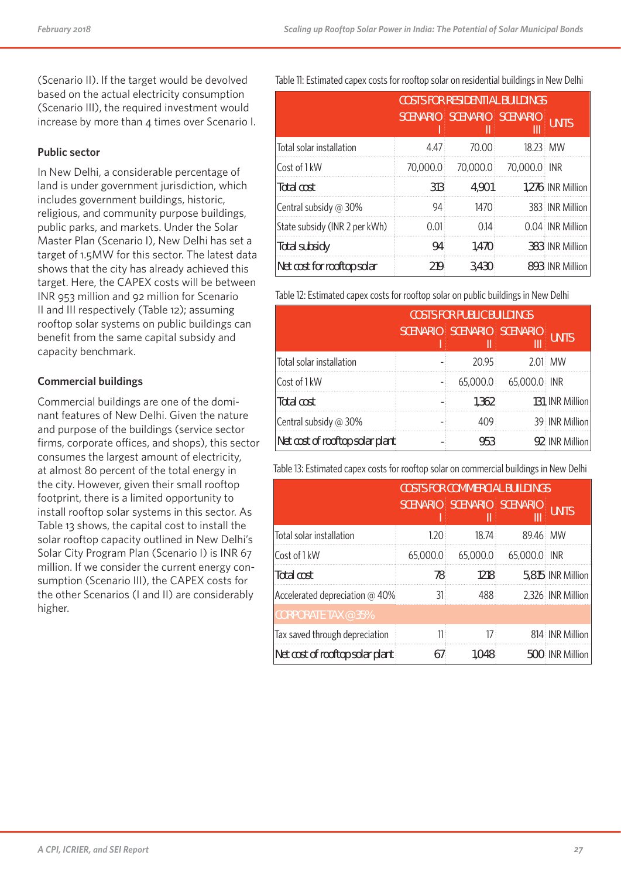(Scenario II). If the target would be devolved based on the actual electricity consumption (Scenario III), the required investment would increase by more than 4 times over Scenario I.

### Public sector

In New Delhi, a considerable percentage of land is under government jurisdiction, which includes government buildings, historic, religious, and community purpose buildings, public parks, and markets. Under the Solar Master Plan (Scenario I), New Delhi has set a target of 1.5MW for this sector. The latest data shows that the city has already achieved this target. Here, the CAPEX costs will be between INR 953 million and 92 million for Scenario II and III respectively (Table 12); assuming rooftop solar systems on public buildings can benefit from the same capital subsidy and capacity benchmark.

### Commercial buildings

Commercial buildings are one of the dominant features of New Delhi. Given the nature and purpose of the buildings (service sector firms, corporate offices, and shops), this sector consumes the largest amount of electricity, at almost 80 percent of the total energy in the city. However, given their small rooftop footprint, there is a limited opportunity to install rooftop solar systems in this sector. As Table 13 shows, the capital cost to install the solar rooftop capacity outlined in New Delhi's Solar City Program Plan (Scenario I) is INR 67 million. If we consider the current energy consumption (Scenario III), the CAPEX costs for the other Scenarios (I and II) are considerably higher.

Table 11: Estimated capex costs for rooftop solar on residential buildings in New Delhi

| | COSTS FOR RESIDENTIAL BUILDINGS | | | |
|---|---|---|---|---|
| | SCENARIO I | SCENARIO II | SCENARIO III | UNITS |
| Total solar installation | 4.47 | 70.00 | 18.23 | MW |
| Cost of 1 kW | 70,000.0 | 70,000.0 | 70,000.0 | INR |
| **Total cost** | **313** | **4,901** | **1,276** | INR Million |
| Central subsidy @ 30% | 94 | 1470 | 383 | INR Million |
| State subsidy (INR 2 per kWh) | 0.01 | 0.14 | 0.04 | INR Million |
| **Total subsidy** | **94** | **1,470** | **383** | INR Million |
| **Net cost for rooftop solar** | **219** | **3,430** | **893** | INR Million |

Table 12: Estimated capex costs for rooftop solar on public buildings in New Delhi

| | COSTS FOR PUBLIC BUILDINGS | | | |
|---|---|---|---|---|
| | SCENARIO I | SCENARIO II | SCENARIO III | UNITS |
| Total solar installation | - | 20.95 | 2.01 | MW |
| Cost of 1 kW | - | 65,000.0 | 65,000.0 | INR |
| **Total cost** | - | **1,362** | **131** | INR Million |
| Central subsidy @ 30% | - | 409 | 39 | INR Million |
| **Net cost of rooftop solar plant** | - | **953** | **92** | INR Million |

Table 13: Estimated capex costs for rooftop solar on commercial buildings in New Delhi

| | COSTS FOR COMMERCIAL BUILDINGS | | | |
|---|---|---|---|---|
| | SCENARIO I | SCENARIO II | SCENARIO III | UNITS |
| Total solar installation | 1.20 | 18.74 | 89.46 | MW |
| Cost of 1 kW | 65,000.0 | 65,000.0 | 65,000.0 | INR |
| **Total cost** | **78** | **1,218** | **5,815** | INR Million |
| Accelerated depreciation @ 40% | 31 | 488 | 2,326 | INR Million |
| CORPORATE TAX @ 35% | | | | |
| Tax saved through depreciation | 11 | 17 | 814 | INR Million |
| **Net cost of rooftop solar plant** | **67** | **1,048** | **500** | INR Million |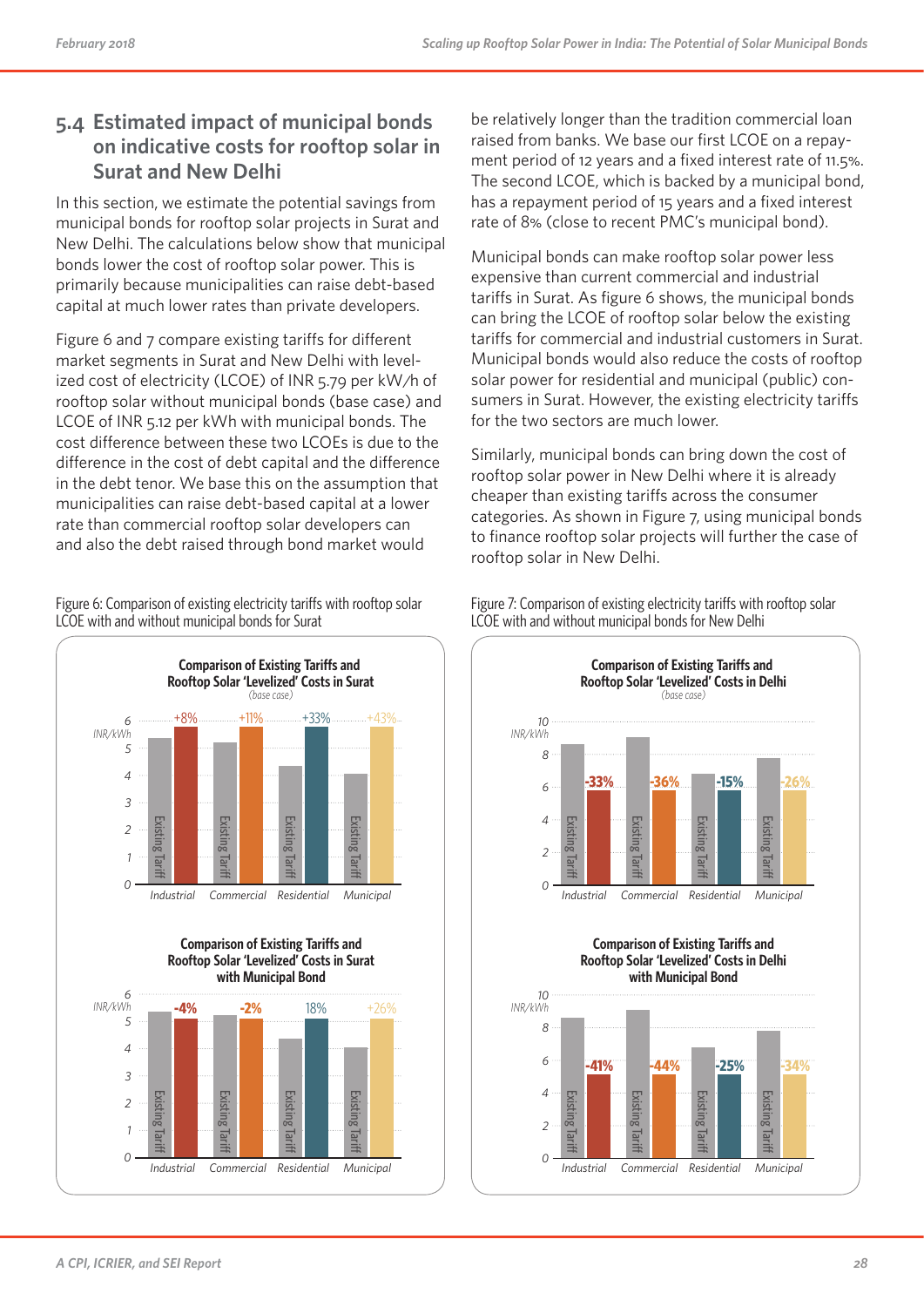## 5.4 Estimated impact of municipal bonds on indicative costs for rooftop solar in Surat and New Delhi

In this section, we estimate the potential savings from municipal bonds for rooftop solar projects in Surat and New Delhi. The calculations below show that municipal bonds lower the cost of rooftop solar power. This is primarily because municipalities can raise debt-based capital at much lower rates than private developers.

Figure 6 and 7 compare existing tariffs for different market segments in Surat and New Delhi with levelized cost of electricity (LCOE) of INR 5.79 per kW/h of rooftop solar without municipal bonds (base case) and LCOE of INR 5.12 per kWh with municipal bonds. The cost difference between these two LCOEs is due to the difference in the cost of debt capital and the difference in the debt tenor. We base this on the assumption that municipalities can raise debt-based capital at a lower rate than commercial rooftop solar developers can and also the debt raised through bond market would be relatively longer than the tradition commercial loan raised from banks. We base our first LCOE on a repayment period of 12 years and a fixed interest rate of 11.5%. The second LCOE, which is backed by a municipal bond, has a repayment period of 15 years and a fixed interest rate of 8% (close to recent PMC's municipal bond).

Municipal bonds can make rooftop solar power less expensive than current commercial and industrial tariffs in Surat. As figure 6 shows, the municipal bonds can bring the LCOE of rooftop solar below the existing tariffs for commercial and industrial customers in Surat. Municipal bonds would also reduce the costs of rooftop solar power for residential and municipal (public) consumers in Surat. However, the existing electricity tariffs for the two sectors are much lower.

Similarly, municipal bonds can bring down the cost of rooftop solar power in New Delhi where it is already cheaper than existing tariffs across the consumer categories. As shown in Figure 7, using municipal bonds to finance rooftop solar projects will further the case of rooftop solar in New Delhi.

Figure 6: Comparison of existing electricity tariffs with rooftop solar LCOE with and without municipal bonds for Surat

**Comparison of Existing Tariffs and Rooftop Solar 'Levelized' Costs in Surat** *(base case)*

| Segment | Rooftop solar LCOE vs. existing tariff |
|---|---|
| Industrial | +8% |
| Commercial | +11% |
| Residential | +33% |
| Municipal | +43% |

**Comparison of Existing Tariffs and Rooftop Solar 'Levelized' Costs in Surat with Municipal Bond**

| Segment | Rooftop solar LCOE vs. existing tariff |
|---|---|
| Industrial | -4% |
| Commercial | -2% |
| Residential | 18% |
| Municipal | +26% |

Figure 7: Comparison of existing electricity tariffs with rooftop solar LCOE with and without municipal bonds for New Delhi

**Comparison of Existing Tariffs and Rooftop Solar 'Levelized' Costs in Delhi** *(base case)*

| Segment | Rooftop solar LCOE vs. existing tariff |
|---|---|
| Industrial | -33% |
| Commercial | -36% |
| Residential | -15% |
| Municipal | -26% |

**Comparison of Existing Tariffs and Rooftop Solar 'Levelized' Costs in Delhi with Municipal Bond**

| Segment | Rooftop solar LCOE vs. existing tariff |
|---|---|
| Industrial | -41% |
| Commercial | -44% |
| Residential | -25% |
| Municipal | -34% |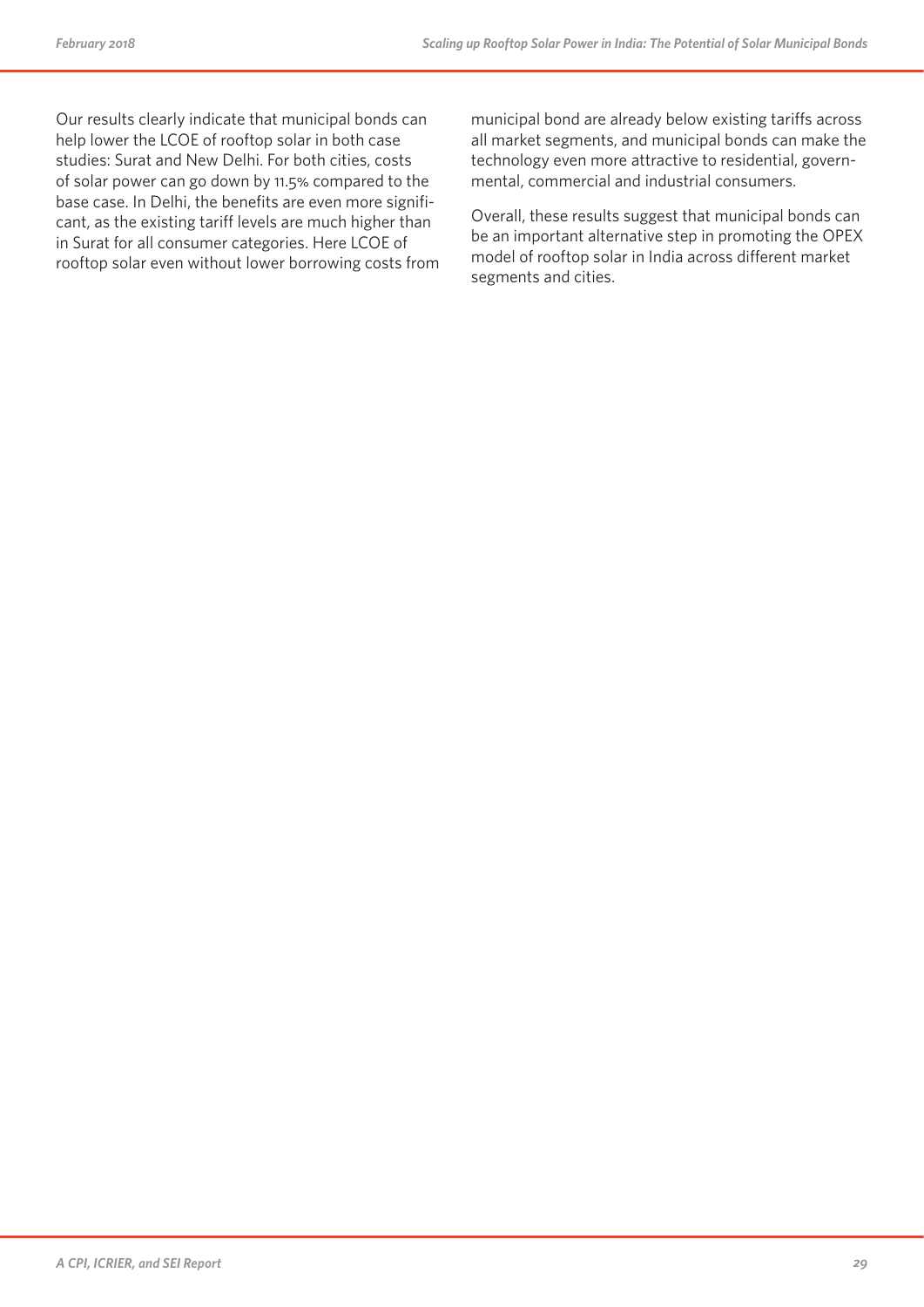Our results clearly indicate that municipal bonds can help lower the LCOE of rooftop solar in both case studies: Surat and New Delhi. For both cities, costs of solar power can go down by 11.5% compared to the base case. In Delhi, the benefits are even more significant, as the existing tariff levels are much higher than in Surat for all consumer categories. Here LCOE of rooftop solar even without lower borrowing costs from municipal bond are already below existing tariffs across all market segments, and municipal bonds can make the technology even more attractive to residential, governmental, commercial and industrial consumers.

Overall, these results suggest that municipal bonds can be an important alternative step in promoting the OPEX model of rooftop solar in India across different market segments and cities.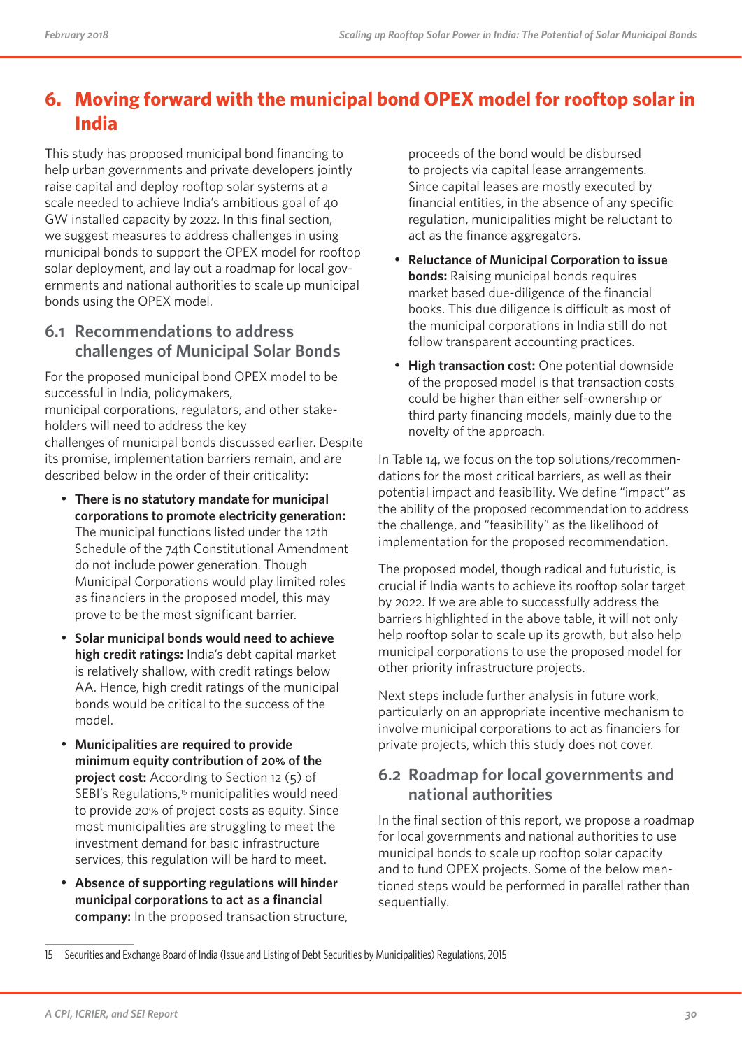# 6. Moving forward with the municipal bond OPEX model for rooftop solar in India

This study has proposed municipal bond financing to help urban governments and private developers jointly raise capital and deploy rooftop solar systems at a scale needed to achieve India's ambitious goal of 40 GW installed capacity by 2022. In this final section, we suggest measures to address challenges in using municipal bonds to support the OPEX model for rooftop solar deployment, and lay out a roadmap for local governments and national authorities to scale up municipal bonds using the OPEX model.

## 6.1 Recommendations to address challenges of Municipal Solar Bonds

For the proposed municipal bond OPEX model to be successful in India, policymakers, municipal corporations, regulators, and other stakeholders will need to address the key challenges of municipal bonds discussed earlier. Despite its promise, implementation barriers remain, and are described below in the order of their criticality:

- **There is no statutory mandate for municipal corporations to promote electricity generation:** The municipal functions listed under the 12th Schedule of the 74th Constitutional Amendment do not include power generation. Though Municipal Corporations would play limited roles as financiers in the proposed model, this may prove to be the most significant barrier.
- **Solar municipal bonds would need to achieve high credit ratings:** India's debt capital market is relatively shallow, with credit ratings below AA. Hence, high credit ratings of the municipal bonds would be critical to the success of the model.
- **Municipalities are required to provide minimum equity contribution of 20% of the project cost:** According to Section 12 (5) of SEBI's Regulations,[15] municipalities would need to provide 20% of project costs as equity. Since most municipalities are struggling to meet the investment demand for basic infrastructure services, this regulation will be hard to meet.
- **Absence of supporting regulations will hinder municipal corporations to act as a financial company:** In the proposed transaction structure, proceeds of the bond would be disbursed to projects via capital lease arrangements. Since capital leases are mostly executed by financial entities, in the absence of any specific regulation, municipalities might be reluctant to act as the finance aggregators.
- **Reluctance of Municipal Corporation to issue bonds:** Raising municipal bonds requires market based due-diligence of the financial books. This due diligence is difficult as most of the municipal corporations in India still do not follow transparent accounting practices.
- **High transaction cost:** One potential downside of the proposed model is that transaction costs could be higher than either self-ownership or third party financing models, mainly due to the novelty of the approach.

In Table 14, we focus on the top solutions/recommendations for the most critical barriers, as well as their potential impact and feasibility. We define "impact" as the ability of the proposed recommendation to address the challenge, and "feasibility" as the likelihood of implementation for the proposed recommendation.

The proposed model, though radical and futuristic, is crucial if India wants to achieve its rooftop solar target by 2022. If we are able to successfully address the barriers highlighted in the above table, it will not only help rooftop solar to scale up its growth, but also help municipal corporations to use the proposed model for other priority infrastructure projects.

Next steps include further analysis in future work, particularly on an appropriate incentive mechanism to involve municipal corporations to act as financiers for private projects, which this study does not cover.

## 6.2 Roadmap for local governments and national authorities

In the final section of this report, we propose a roadmap for local governments and national authorities to use municipal bonds to scale up rooftop solar capacity and to fund OPEX projects. Some of the below mentioned steps would be performed in parallel rather than sequentially.

---

15 Securities and Exchange Board of India (Issue and Listing of Debt Securities by Municipalities) Regulations, 2015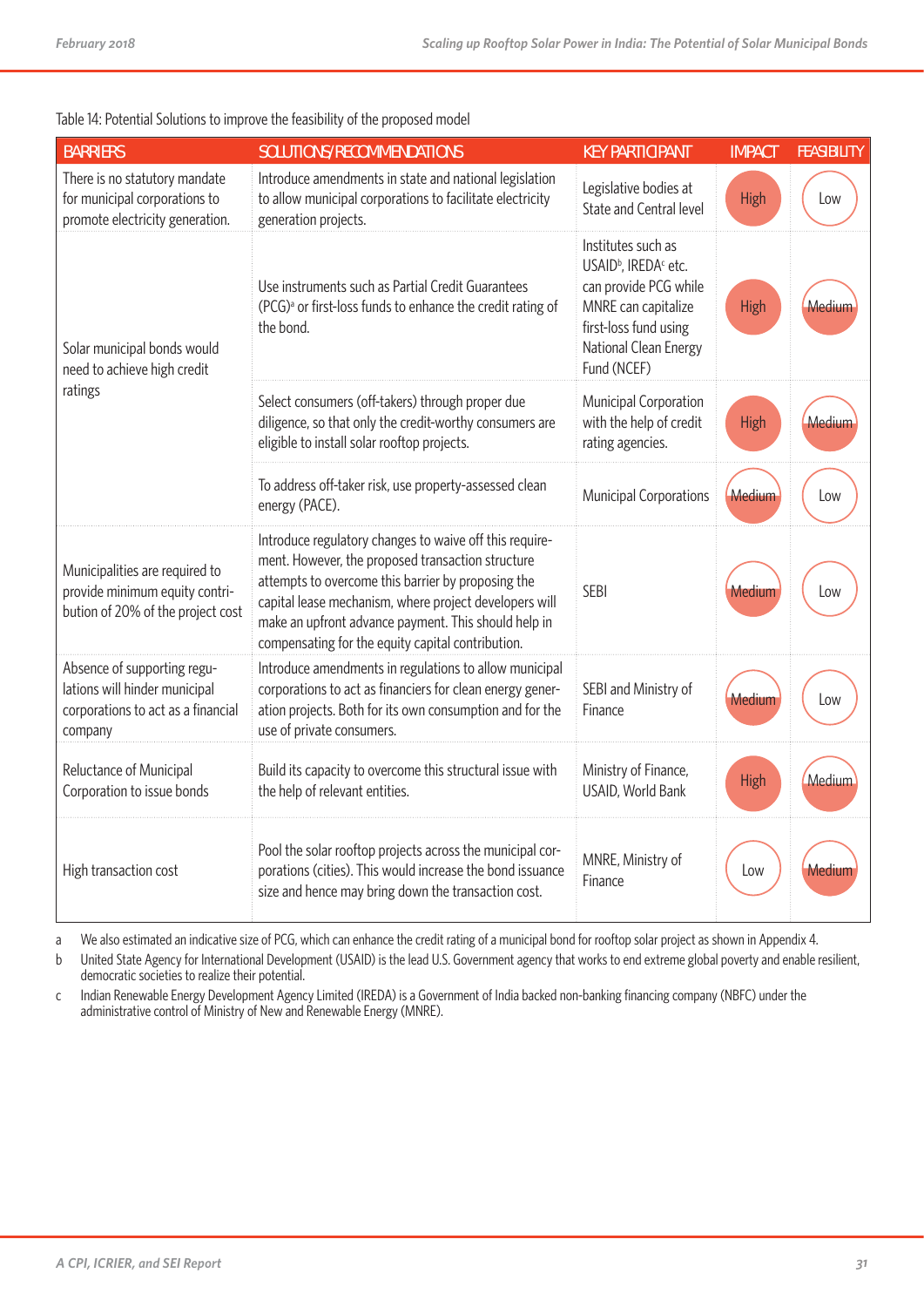Table 14: Potential Solutions to improve the feasibility of the proposed model

| BARRIERS | SOLUTIONS/RECOMMENDATIONS | KEY PARTICIPANT | IMPACT | FEASIBILITY |
|---|---|---|---|---|
| There is no statutory mandate for municipal corporations to promote electricity generation. | Introduce amendments in state and national legislation to allow municipal corporations to facilitate electricity generation projects. | Legislative bodies at State and Central level | High | Low |
| Solar municipal bonds would need to achieve high credit ratings | Use instruments such as Partial Credit Guarantees (PCG)[a] or first-loss funds to enhance the credit rating of the bond. | Institutes such as USAID[b], IREDA[c] etc. can provide PCG while MNRE can capitalize first-loss fund using National Clean Energy Fund (NCEF) | High | Medium |
| | Select consumers (off-takers) through proper due diligence, so that only the credit-worthy consumers are eligible to install solar rooftop projects. | Municipal Corporation with the help of credit rating agencies. | High | Medium |
| | To address off-taker risk, use property-assessed clean energy (PACE). | Municipal Corporations | Medium | Low |
| Municipalities are required to provide minimum equity contribution of 20% of the project cost | Introduce regulatory changes to waive off this requirement. However, the proposed transaction structure attempts to overcome this barrier by proposing the capital lease mechanism, where project developers will make an upfront advance payment. This should help in compensating for the equity capital contribution. | SEBI | Medium | Low |
| Absence of supporting regulations will hinder municipal corporations to act as a financial company | Introduce amendments in regulations to allow municipal corporations to act as financiers for clean energy generation projects. Both for its own consumption and for the use of private consumers. | SEBI and Ministry of Finance | Medium | Low |
| Reluctance of Municipal Corporation to issue bonds | Build its capacity to overcome this structural issue with the help of relevant entities. | Ministry of Finance, USAID, World Bank | High | Medium |
| High transaction cost | Pool the solar rooftop projects across the municipal corporations (cities). This would increase the bond issuance size and hence may bring down the transaction cost. | MNRE, Ministry of Finance | Low | Medium |

a We also estimated an indicative size of PCG, which can enhance the credit rating of a municipal bond for rooftop solar project as shown in Appendix 4.

b United State Agency for International Development (USAID) is the lead U.S. Government agency that works to end extreme global poverty and enable resilient, democratic societies to realize their potential.

c Indian Renewable Energy Development Agency Limited (IREDA) is a Government of India backed non-banking financing company (NBFC) under the administrative control of Ministry of New and Renewable Energy (MNRE).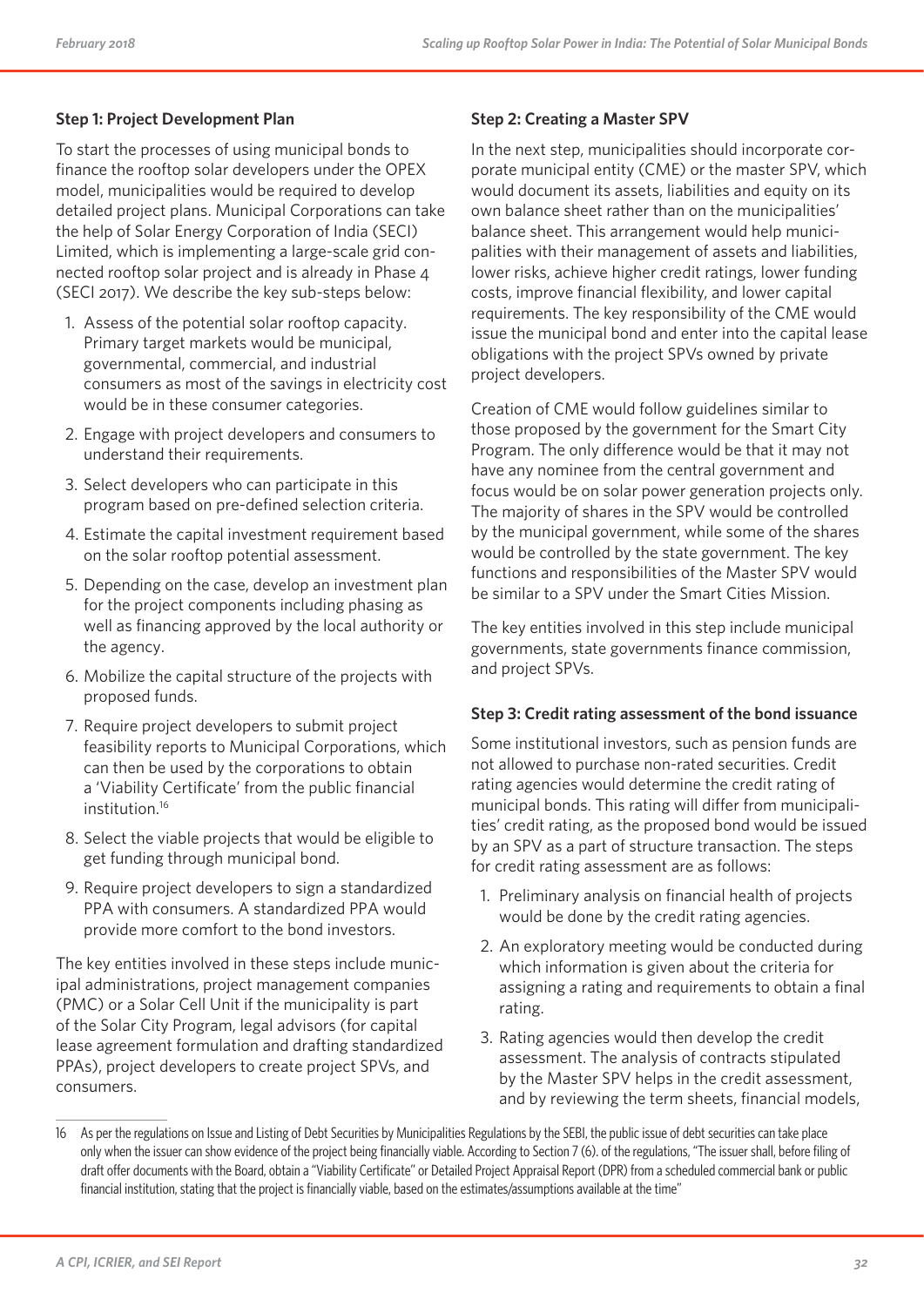**Step 1: Project Development Plan**

To start the processes of using municipal bonds to finance the rooftop solar developers under the OPEX model, municipalities would be required to develop detailed project plans. Municipal Corporations can take the help of Solar Energy Corporation of India (SECI) Limited, which is implementing a large-scale grid connected rooftop solar project and is already in Phase 4 (SECI 2017). We describe the key sub-steps below:

1. Assess of the potential solar rooftop capacity. Primary target markets would be municipal, governmental, commercial, and industrial consumers as most of the savings in electricity cost would be in these consumer categories.
2. Engage with project developers and consumers to understand their requirements.
3. Select developers who can participate in this program based on pre-defined selection criteria.
4. Estimate the capital investment requirement based on the solar rooftop potential assessment.
5. Depending on the case, develop an investment plan for the project components including phasing as well as financing approved by the local authority or the agency.
6. Mobilize the capital structure of the projects with proposed funds.
7. Require project developers to submit project feasibility reports to Municipal Corporations, which can then be used by the corporations to obtain a 'Viability Certificate' from the public financial institution.[16]
8. Select the viable projects that would be eligible to get funding through municipal bond.
9. Require project developers to sign a standardized PPA with consumers. A standardized PPA would provide more comfort to the bond investors.

The key entities involved in these steps include municipal administrations, project management companies (PMC) or a Solar Cell Unit if the municipality is part of the Solar City Program, legal advisors (for capital lease agreement formulation and drafting standardized PPAs), project developers to create project SPVs, and consumers.

**Step 2: Creating a Master SPV**

In the next step, municipalities should incorporate corporate municipal entity (CME) or the master SPV, which would document its assets, liabilities and equity on its own balance sheet rather than on the municipalities' balance sheet. This arrangement would help municipalities with their management of assets and liabilities, lower risks, achieve higher credit ratings, lower funding costs, improve financial flexibility, and lower capital requirements. The key responsibility of the CME would issue the municipal bond and enter into the capital lease obligations with the project SPVs owned by private project developers.

Creation of CME would follow guidelines similar to those proposed by the government for the Smart City Program. The only difference would be that it may not have any nominee from the central government and focus would be on solar power generation projects only. The majority of shares in the SPV would be controlled by the municipal government, while some of the shares would be controlled by the state government. The key functions and responsibilities of the Master SPV would be similar to a SPV under the Smart Cities Mission.

The key entities involved in this step include municipal governments, state governments finance commission, and project SPVs.

**Step 3: Credit rating assessment of the bond issuance**

Some institutional investors, such as pension funds are not allowed to purchase non-rated securities. Credit rating agencies would determine the credit rating of municipal bonds. This rating will differ from municipalities' credit rating, as the proposed bond would be issued by an SPV as a part of structure transaction. The steps for credit rating assessment are as follows:

1. Preliminary analysis on financial health of projects would be done by the credit rating agencies.
2. An exploratory meeting would be conducted during which information is given about the criteria for assigning a rating and requirements to obtain a final rating.
3. Rating agencies would then develop the credit assessment. The analysis of contracts stipulated by the Master SPV helps in the credit assessment, and by reviewing the term sheets, financial models,

---

16 As per the regulations on Issue and Listing of Debt Securities by Municipalities Regulations by the SEBI, the public issue of debt securities can take place only when the issuer can show evidence of the project being financially viable. According to Section 7 (6). of the regulations, "The issuer shall, before filing of draft offer documents with the Board, obtain a "Viability Certificate" or Detailed Project Appraisal Report (DPR) from a scheduled commercial bank or public financial institution, stating that the project is financially viable, based on the estimates/assumptions available at the time"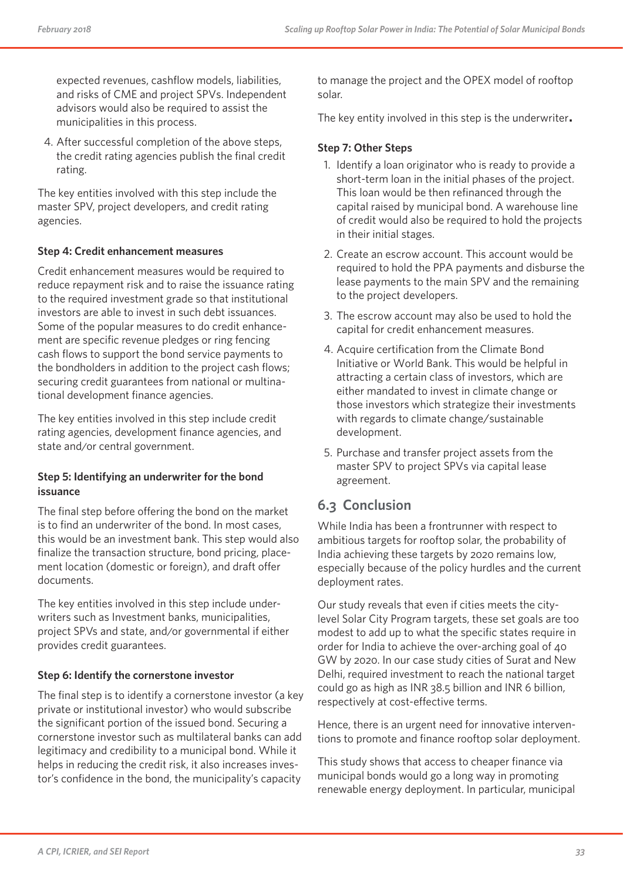expected revenues, cashflow models, liabilities, and risks of CME and project SPVs. Independent advisors would also be required to assist the municipalities in this process.

4. After successful completion of the above steps, the credit rating agencies publish the final credit rating.

The key entities involved with this step include the master SPV, project developers, and credit rating agencies.

**Step 4: Credit enhancement measures**

Credit enhancement measures would be required to reduce repayment risk and to raise the issuance rating to the required investment grade so that institutional investors are able to invest in such debt issuances. Some of the popular measures to do credit enhancement are specific revenue pledges or ring fencing cash flows to support the bond service payments to the bondholders in addition to the project cash flows; securing credit guarantees from national or multinational development finance agencies.

The key entities involved in this step include credit rating agencies, development finance agencies, and state and/or central government.

**Step 5: Identifying an underwriter for the bond issuance**

The final step before offering the bond on the market is to find an underwriter of the bond. In most cases, this would be an investment bank. This step would also finalize the transaction structure, bond pricing, placement location (domestic or foreign), and draft offer documents.

The key entities involved in this step include underwriters such as Investment banks, municipalities, project SPVs and state, and/or governmental if either provides credit guarantees.

**Step 6: Identify the cornerstone investor**

The final step is to identify a cornerstone investor (a key private or institutional investor) who would subscribe the significant portion of the issued bond. Securing a cornerstone investor such as multilateral banks can add legitimacy and credibility to a municipal bond. While it helps in reducing the credit risk, it also increases investor's confidence in the bond, the municipality's capacity to manage the project and the OPEX model of rooftop solar.

The key entity involved in this step is the underwriter.

**Step 7: Other Steps**

1. Identify a loan originator who is ready to provide a short-term loan in the initial phases of the project. This loan would be then refinanced through the capital raised by municipal bond. A warehouse line of credit would also be required to hold the projects in their initial stages.
2. Create an escrow account. This account would be required to hold the PPA payments and disburse the lease payments to the main SPV and the remaining to the project developers.
3. The escrow account may also be used to hold the capital for credit enhancement measures.
4. Acquire certification from the Climate Bond Initiative or World Bank. This would be helpful in attracting a certain class of investors, which are either mandated to invest in climate change or those investors which strategize their investments with regards to climate change/sustainable development.
5. Purchase and transfer project assets from the master SPV to project SPVs via capital lease agreement.

## 6.3 Conclusion

While India has been a frontrunner with respect to ambitious targets for rooftop solar, the probability of India achieving these targets by 2020 remains low, especially because of the policy hurdles and the current deployment rates.

Our study reveals that even if cities meets the city-level Solar City Program targets, these set goals are too modest to add up to what the specific states require in order for India to achieve the over-arching goal of 40 GW by 2020. In our case study cities of Surat and New Delhi, required investment to reach the national target could go as high as INR 38.5 billion and INR 6 billion, respectively at cost-effective terms.

Hence, there is an urgent need for innovative interventions to promote and finance rooftop solar deployment.

This study shows that access to cheaper finance via municipal bonds would go a long way in promoting renewable energy deployment. In particular, municipal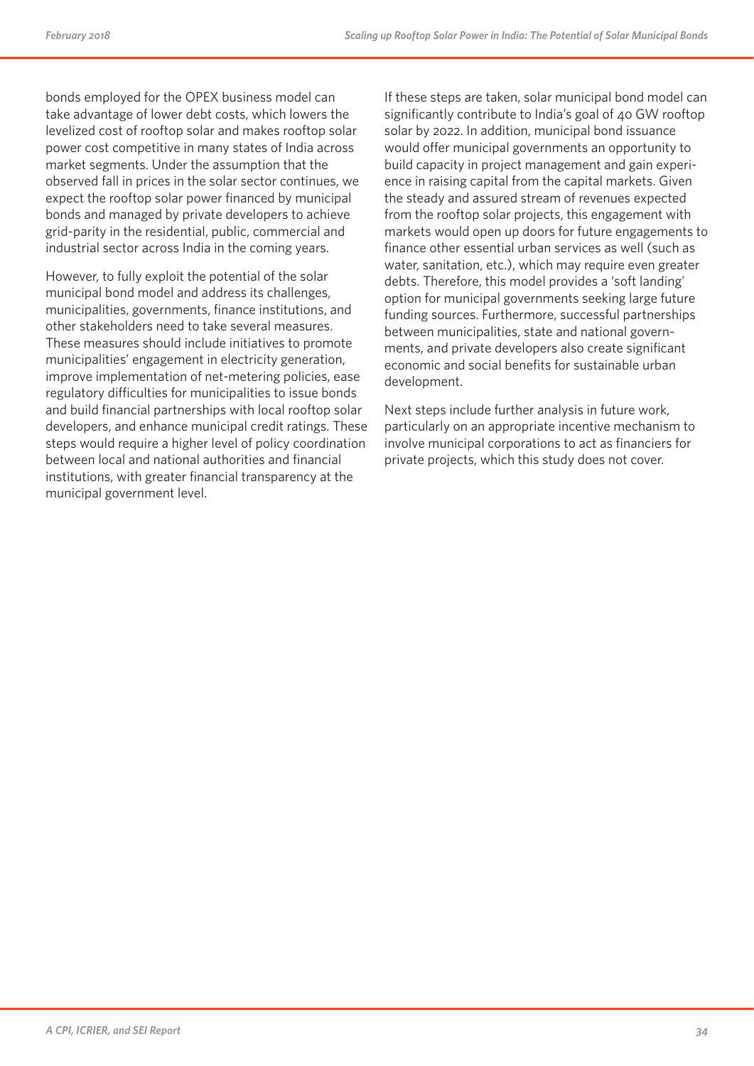bonds employed for the OPEX business model can take advantage of lower debt costs, which lowers the levelized cost of rooftop solar and makes rooftop solar power cost competitive in many states of India across market segments. Under the assumption that the observed fall in prices in the solar sector continues, we expect the rooftop solar power financed by municipal bonds and managed by private developers to achieve grid-parity in the residential, public, commercial and industrial sector across India in the coming years.

However, to fully exploit the potential of the solar municipal bond model and address its challenges, municipalities, governments, finance institutions, and other stakeholders need to take several measures. These measures should include initiatives to promote municipalities' engagement in electricity generation, improve implementation of net-metering policies, ease regulatory difficulties for municipalities to issue bonds and build financial partnerships with local rooftop solar developers, and enhance municipal credit ratings. These steps would require a higher level of policy coordination between local and national authorities and financial institutions, with greater financial transparency at the municipal government level.

If these steps are taken, solar municipal bond model can significantly contribute to India's goal of 40 GW rooftop solar by 2022. In addition, municipal bond issuance would offer municipal governments an opportunity to build capacity in project management and gain experience in raising capital from the capital markets. Given the steady and assured stream of revenues expected from the rooftop solar projects, this engagement with markets would open up doors for future engagements to finance other essential urban services as well (such as water, sanitation, etc.), which may require even greater debts. Therefore, this model provides a 'soft landing' option for municipal governments seeking large future funding sources. Furthermore, successful partnerships between municipalities, state and national governments, and private developers also create significant economic and social benefits for sustainable urban development.

Next steps include further analysis in future work, particularly on an appropriate incentive mechanism to involve municipal corporations to act as financiers for private projects, which this study does not cover.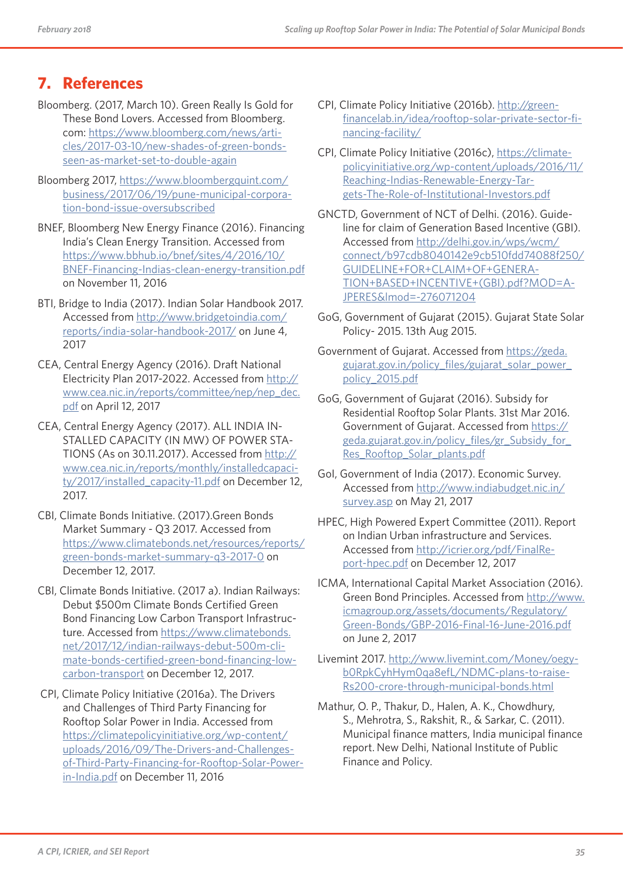## 7. References

Bloomberg. (2017, March 10). Green Really Is Gold for These Bond Lovers. Accessed from Bloomberg.com: https://www.bloomberg.com/news/articles/2017-03-10/new-shades-of-green-bonds-seen-as-market-set-to-double-again

Bloomberg 2017, https://www.bloombergquint.com/business/2017/06/19/pune-municipal-corporation-bond-issue-oversubscribed

BNEF, Bloomberg New Energy Finance (2016). Financing India's Clean Energy Transition. Accessed from https://www.bbhub.io/bnef/sites/4/2016/10/BNEF-Financing-Indias-clean-energy-transition.pdf on November 11, 2016

BTI, Bridge to India (2017). Indian Solar Handbook 2017. Accessed from http://www.bridgetoindia.com/reports/india-solar-handbook-2017/ on June 4, 2017

CEA, Central Energy Agency (2016). Draft National Electricity Plan 2017-2022. Accessed from http://www.cea.nic.in/reports/committee/nep/nep_dec.pdf on April 12, 2017

CEA, Central Energy Agency (2017). ALL INDIA INSTALLED CAPACITY (IN MW) OF POWER STATIONS (As on 30.11.2017). Accessed from http://www.cea.nic.in/reports/monthly/installedcapacity/2017/installed_capacity-11.pdf on December 12, 2017.

CBI, Climate Bonds Initiative. (2017).Green Bonds Market Summary - Q3 2017. Accessed from https://www.climatebonds.net/resources/reports/green-bonds-market-summary-q3-2017-0 on December 12, 2017.

CBI, Climate Bonds Initiative. (2017 a). Indian Railways: Debut $500m Climate Bonds Certified Green Bond Financing Low Carbon Transport Infrastructure. Accessed from https://www.climatebonds.net/2017/12/indian-railways-debut-500m-climate-bonds-certified-green-bond-financing-low-carbon-transport on December 12, 2017.

CPI, Climate Policy Initiative (2016a). The Drivers and Challenges of Third Party Financing for Rooftop Solar Power in India. Accessed from https://climatepolicyinitiative.org/wp-content/uploads/2016/09/The-Drivers-and-Challenges-of-Third-Party-Financing-for-Rooftop-Solar-Power-in-India.pdf on December 11, 2016

CPI, Climate Policy Initiative (2016b). http://greenfinancelab.in/idea/rooftop-solar-private-sector-financing-facility/

CPI, Climate Policy Initiative (2016c), https://climatepolicyinitiative.org/wp-content/uploads/2016/11/Reaching-Indias-Renewable-Energy-Targets-The-Role-of-Institutional-Investors.pdf

GNCTD, Government of NCT of Delhi. (2016). Guideline for claim of Generation Based Incentive (GBI). Accessed from http://delhi.gov.in/wps/wcm/connect/b97cdb8040142e9cb510fdd74088f250/GUIDELINE+FOR+CLAIM+OF+GENERATION+BASED+INCENTIVE+(GBI).pdf?MOD=AJPERES&lmod=-276071204

GoG, Government of Gujarat (2015). Gujarat State Solar Policy- 2015. 13th Aug 2015.

Government of Gujarat. Accessed from https://geda.gujarat.gov.in/policy_files/gujarat_solar_power_policy_2015.pdf

GoG, Government of Gujarat (2016). Subsidy for Residential Rooftop Solar Plants. 31st Mar 2016. Government of Gujarat. Accessed from https://geda.gujarat.gov.in/policy_files/gr_Subsidy_for_Res_Rooftop_Solar_plants.pdf

GoI, Government of India (2017). Economic Survey. Accessed from http://www.indiabudget.nic.in/survey.asp on May 21, 2017

HPEC, High Powered Expert Committee (2011). Report on Indian Urban infrastructure and Services. Accessed from http://icrier.org/pdf/FinalReport-hpec.pdf on December 12, 2017

ICMA, International Capital Market Association (2016). Green Bond Principles. Accessed from http://www.icmagroup.org/assets/documents/Regulatory/Green-Bonds/GBP-2016-Final-16-June-2016.pdf on June 2, 2017

Livemint 2017. http://www.livemint.com/Money/oegyb0RpkCyhHym0qa8efL/NDMC-plans-to-raise-Rs200-crore-through-municipal-bonds.html

Mathur, O. P., Thakur, D., Halen, A. K., Chowdhury, S., Mehrotra, S., Rakshit, R., & Sarkar, C. (2011). Municipal finance matters, India municipal finance report. New Delhi, National Institute of Public Finance and Policy.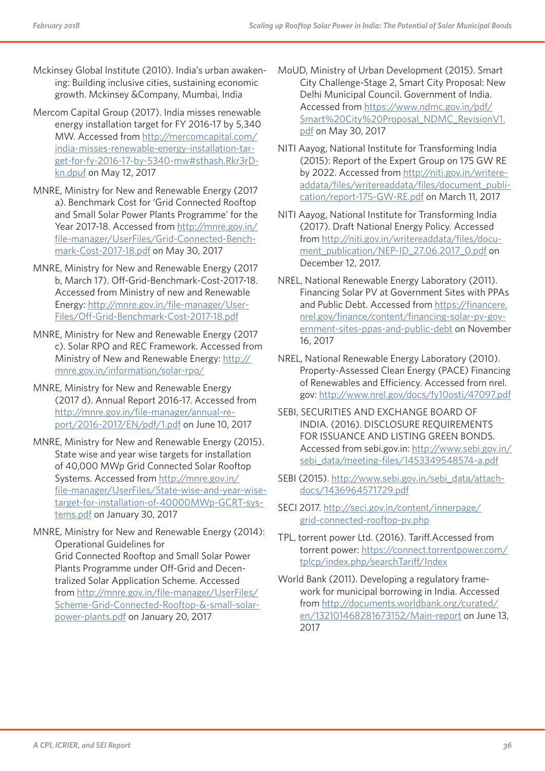Mckinsey Global Institute (2010). India's urban awakening: Building inclusive cities, sustaining economic growth. Mckinsey &Company, Mumbai, India

Mercom Capital Group (2017). India misses renewable energy installation target for FY 2016-17 by 5,340 MW. Accessed from http://mercomcapital.com/india-misses-renewable-energy-installation-target-for-fy-2016-17-by-5340-mw#sthash.Rkr3rDkn.dpuf on May 12, 2017

MNRE, Ministry for New and Renewable Energy (2017 a). Benchmark Cost for 'Grid Connected Rooftop and Small Solar Power Plants Programme' for the Year 2017-18. Accessed from http://mnre.gov.in/file-manager/UserFiles/Grid-Connected-Benchmark-Cost-2017-18.pdf on May 30, 2017

MNRE, Ministry for New and Renewable Energy (2017 b, March 17). Off-Grid-Benchmark-Cost-2017-18. Accessed from Ministry of new and Renewable Energy: http://mnre.gov.in/file-manager/UserFiles/Off-Grid-Benchmark-Cost-2017-18.pdf

MNRE, Ministry for New and Renewable Energy (2017 c). Solar RPO and REC Framework. Accessed from Ministry of New and Renewable Energy: http://mnre.gov.in/information/solar-rpo/

MNRE, Ministry for New and Renewable Energy (2017 d). Annual Report 2016-17. Accessed from http://mnre.gov.in/file-manager/annual-report/2016-2017/EN/pdf/1.pdf on June 10, 2017

MNRE, Ministry for New and Renewable Energy (2015). State wise and year wise targets for installation of 40,000 MWp Grid Connected Solar Rooftop Systems. Accessed from http://mnre.gov.in/file-manager/UserFiles/State-wise-and-year-wise-target-for-installation-of-40000MWp-GCRT-systems.pdf on January 30, 2017

MNRE, Ministry for New and Renewable Energy (2014): Operational Guidelines for Grid Connected Rooftop and Small Solar Power Plants Programme under Off-Grid and Decentralized Solar Application Scheme. Accessed from http://mnre.gov.in/file-manager/UserFiles/Scheme-Grid-Connected-Rooftop-&-small-solar-power-plants.pdf on January 20, 2017

MoUD, Ministry of Urban Development (2015). Smart City Challenge-Stage 2, Smart City Proposal: New Delhi Municipal Council. Government of India. Accessed from https://www.ndmc.gov.in/pdf/Smart%20City%20Proposal_NDMC_RevisionV1.pdf on May 30, 2017

NITI Aayog, National Institute for Transforming India (2015): Report of the Expert Group on 175 GW RE by 2022. Accessed from http://niti.gov.in/writereaddata/files/writereaddata/files/document_publication/report-175-GW-RE.pdf on March 11, 2017

NITI Aayog, National Institute for Transforming India (2017). Draft National Energy Policy. Accessed from http://niti.gov.in/writereaddata/files/document_publication/NEP-ID_27.06.2017_0.pdf on December 12, 2017.

NREL, National Renewable Energy Laboratory (2011). Financing Solar PV at Government Sites with PPAs and Public Debt. Accessed from https://financere.nrel.gov/finance/content/financing-solar-pv-government-sites-ppas-and-public-debt on November 16, 2017

NREL, National Renewable Energy Laboratory (2010). Property-Assessed Clean Energy (PACE) Financing of Renewables and Efficiency. Accessed from nrel.gov: http://www.nrel.gov/docs/fy10osti/47097.pdf

SEBI, SECURITIES AND EXCHANGE BOARD OF INDIA. (2016). DISCLOSURE REQUIREMENTS FOR ISSUANCE AND LISTING GREEN BONDS. Accessed from sebi.gov.in: http://www.sebi.gov.in/sebi_data/meeting-files/1453349548574-a.pdf

SEBI (2015). http://www.sebi.gov.in/sebi_data/attachdocs/1436964571729.pdf

SECI 2017. http://seci.gov.in/content/innerpage/grid-connected-rooftop-pv.php

TPL, torrent power Ltd. (2016). Tariff.Accessed from torrent power: https://connect.torrentpower.com/tplcp/index.php/searchTariff/Index

World Bank (2011). Developing a regulatory framework for municipal borrowing in India. Accessed from http://documents.worldbank.org/curated/en/132101468281673152/Main-report on June 13, 2017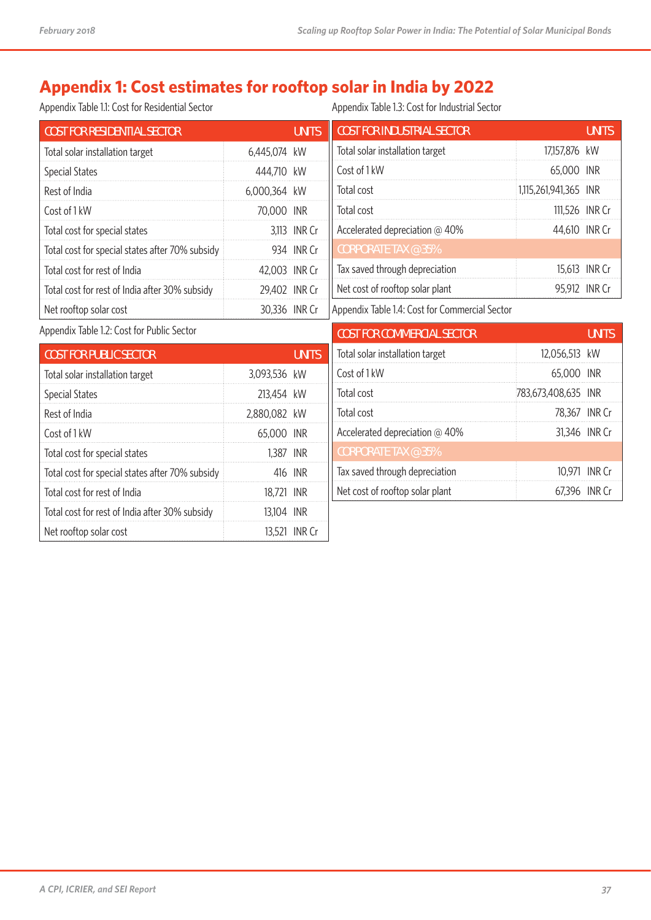## Appendix 1: Cost estimates for rooftop solar in India by 2022

Appendix Table 1.1: Cost for Residential Sector

| COST FOR RESIDENTIAL SECTOR | | UNITS |
|---|---|---|
| Total solar installation target | 6,445,074 | kW |
| Special States | 444,710 | kW |
| Rest of India | 6,000,364 | kW |
| Cost of 1 kW | 70,000 | INR |
| Total cost for special states | 3,113 | INR Cr |
| Total cost for special states after 70% subsidy | 934 | INR Cr |
| Total cost for rest of India | 42,003 | INR Cr |
| Total cost for rest of India after 30% subsidy | 29,402 | INR Cr |
| Net rooftop solar cost | 30,336 | INR Cr |

Appendix Table 1.2: Cost for Public Sector

| COST FOR PUBLIC SECTOR | | UNITS |
|---|---|---|
| Total solar installation target | 3,093,536 | kW |
| Special States | 213,454 | kW |
| Rest of India | 2,880,082 | kW |
| Cost of 1 kW | 65,000 | INR |
| Total cost for special states | 1,387 | INR |
| Total cost for special states after 70% subsidy | 416 | INR |
| Total cost for rest of India | 18,721 | INR |
| Total cost for rest of India after 30% subsidy | 13,104 | INR |
| Net rooftop solar cost | 13,521 | INR Cr |

Appendix Table 1.3: Cost for Industrial Sector

| COST FOR INDUSTRIAL SECTOR | | UNITS |
|---|---|---|
| Total solar installation target | 17,157,876 | kW |
| Cost of 1 kW | 65,000 | INR |
| Total cost | 1,115,261,941,365 | INR |
| Total cost | 111,526 | INR Cr |
| Accelerated depreciation @ 40% | 44,610 | INR Cr |
| CORPORATE TAX @ 35% | | |
| Tax saved through depreciation | 15,613 | INR Cr |
| Net cost of rooftop solar plant | 95,912 | INR Cr |

Appendix Table 1.4: Cost for Commercial Sector

| COST FOR COMMERCIAL SECTOR | | UNITS |
|---|---|---|
| Total solar installation target | 12,056,513 | kW |
| Cost of 1 kW | 65,000 | INR |
| Total cost | 783,673,408,635 | INR |
| Total cost | 78,367 | INR Cr |
| Accelerated depreciation @ 40% | 31,346 | INR Cr |
| CORPORATE TAX @ 35% | | |
| Tax saved through depreciation | 10,971 | INR Cr |
| Net cost of rooftop solar plant | 67,396 | INR Cr |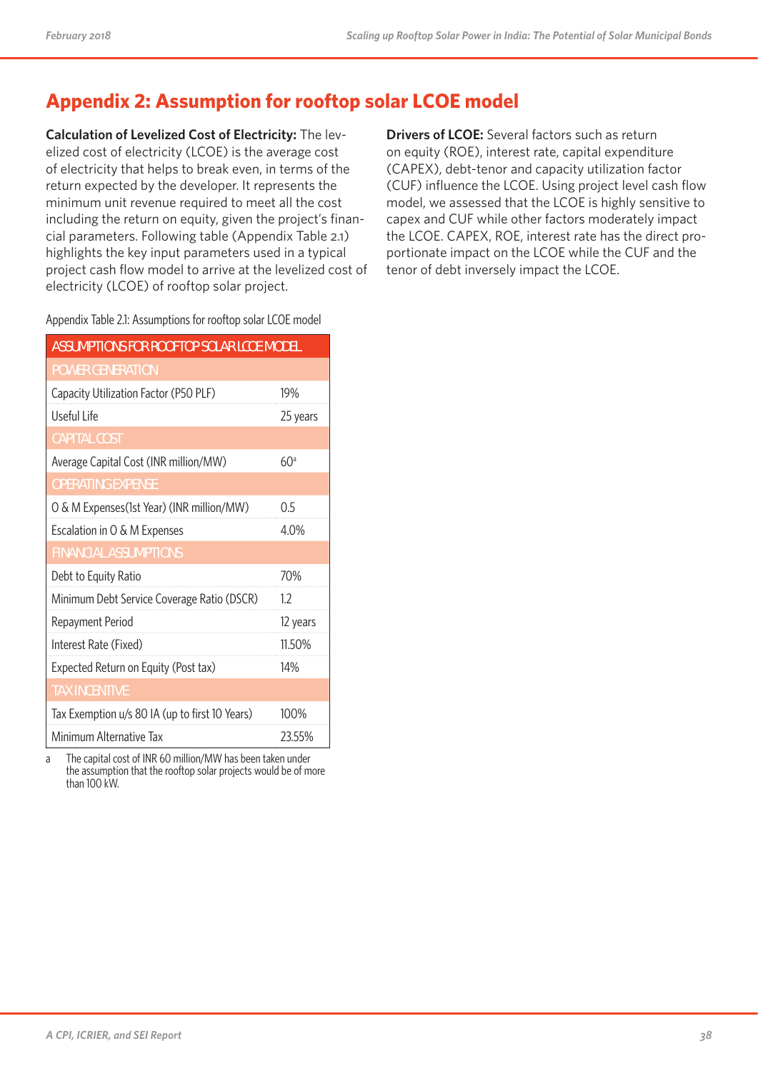## Appendix 2: Assumption for rooftop solar LCOE model

**Calculation of Levelized Cost of Electricity:** The levelized cost of electricity (LCOE) is the average cost of electricity that helps to break even, in terms of the return expected by the developer. It represents the minimum unit revenue required to meet all the cost including the return on equity, given the project's financial parameters. Following table (Appendix Table 2.1) highlights the key input parameters used in a typical project cash flow model to arrive at the levelized cost of electricity (LCOE) of rooftop solar project.

Appendix Table 2.1: Assumptions for rooftop solar LCOE model

| ASSUMPTIONS FOR ROOFTOP SOLAR LCOE MODEL | |
|---|---|
| **POWER GENERATION** | |
| Capacity Utilization Factor (P50 PLF) | 19% |
| Useful Life | 25 years |
| **CAPITAL COST** | |
| Average Capital Cost (INR million/MW) | 60[a] |
| **OPERATING EXPENSE** | |
| O & M Expenses(1st Year) (INR million/MW) | 0.5 |
| Escalation in O & M Expenses | 4.0% |
| **FINANCIAL ASSUMPTIONS** | |
| Debt to Equity Ratio | 70% |
| Minimum Debt Service Coverage Ratio (DSCR) | 1.2 |
| Repayment Period | 12 years |
| Interest Rate (Fixed) | 11.50% |
| Expected Return on Equity (Post tax) | 14% |
| **TAX INCENTIVE** | |
| Tax Exemption u/s 80 IA (up to first 10 Years) | 100% |
| Minimum Alternative Tax | 23.55% |

a The capital cost of INR 60 million/MW has been taken under the assumption that the rooftop solar projects would be of more than 100 kW.

**Drivers of LCOE:** Several factors such as return on equity (ROE), interest rate, capital expenditure (CAPEX), debt-tenor and capacity utilization factor (CUF) influence the LCOE. Using project level cash flow model, we assessed that the LCOE is highly sensitive to capex and CUF while other factors moderately impact the LCOE. CAPEX, ROE, interest rate has the direct proportionate impact on the LCOE while the CUF and the tenor of debt inversely impact the LCOE.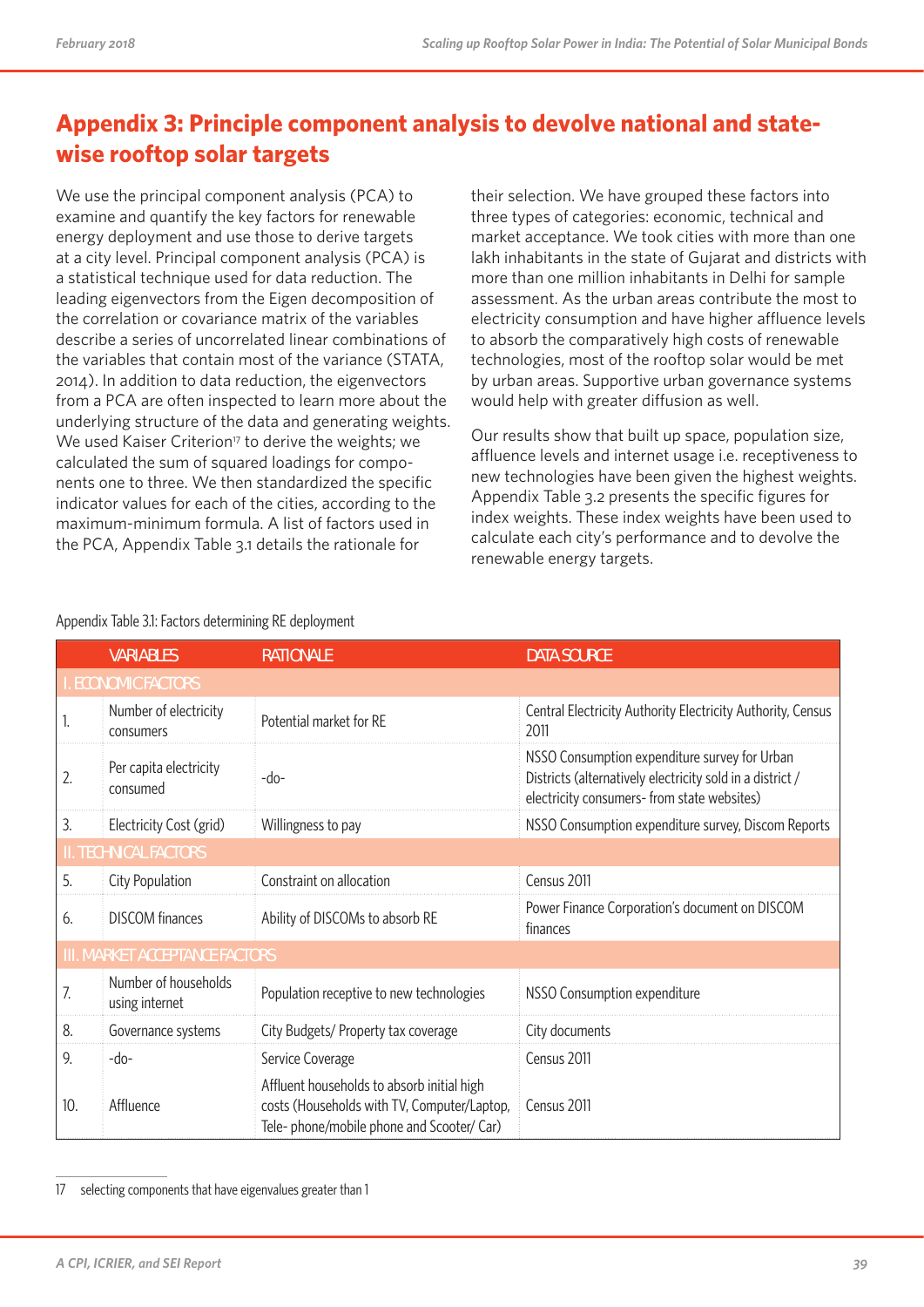## Appendix 3: Principle component analysis to devolve national and state-wise rooftop solar targets

We use the principal component analysis (PCA) to examine and quantify the key factors for renewable energy deployment and use those to derive targets at a city level. Principal component analysis (PCA) is a statistical technique used for data reduction. The leading eigenvectors from the Eigen decomposition of the correlation or covariance matrix of the variables describe a series of uncorrelated linear combinations of the variables that contain most of the variance (STATA, 2014). In addition to data reduction, the eigenvectors from a PCA are often inspected to learn more about the underlying structure of the data and generating weights. We used Kaiser Criterion[17] to derive the weights; we calculated the sum of squared loadings for components one to three. We then standardized the specific indicator values for each of the cities, according to the maximum-minimum formula. A list of factors used in the PCA, Appendix Table 3.1 details the rationale for their selection. We have grouped these factors into three types of categories: economic, technical and market acceptance. We took cities with more than one lakh inhabitants in the state of Gujarat and districts with more than one million inhabitants in Delhi for sample assessment. As the urban areas contribute the most to electricity consumption and have higher affluence levels to absorb the comparatively high costs of renewable technologies, most of the rooftop solar would be met by urban areas. Supportive urban governance systems would help with greater diffusion as well.

Our results show that built up space, population size, affluence levels and internet usage i.e. receptiveness to new technologies have been given the highest weights. Appendix Table 3.2 presents the specific figures for index weights. These index weights have been used to calculate each city's performance and to devolve the renewable energy targets.

Appendix Table 3.1: Factors determining RE deployment

| | VARIABLES | RATIONALE | DATA SOURCE |
|---|---|---|---|
| I. ECONOMIC FACTORS | | | |
| 1. | Number of electricity consumers | Potential market for RE | Central Electricity Authority Electricity Authority, Census 2011 |
| 2. | Per capita electricity consumed | -do- | NSSO Consumption expenditure survey for Urban Districts (alternatively electricity sold in a district / electricity consumers- from state websites) |
| 3. | Electricity Cost (grid) | Willingness to pay | NSSO Consumption expenditure survey, Discom Reports |
| II. TECHNICAL FACTORS | | | |
| 5. | City Population | Constraint on allocation | Census 2011 |
| 6. | DISCOM finances | Ability of DISCOMs to absorb RE | Power Finance Corporation's document on DISCOM finances |
| III. MARKET ACCEPTANCE FACTORS | | | |
| 7. | Number of households using internet | Population receptive to new technologies | NSSO Consumption expenditure |
| 8. | Governance systems | City Budgets/ Property tax coverage | City documents |
| 9. | -do- | Service Coverage | Census 2011 |
| 10. | Affluence | Affluent households to absorb initial high costs (Households with TV, Computer/Laptop, Tele- phone/mobile phone and Scooter/ Car) | Census 2011 |

17 selecting components that have eigenvalues greater than 1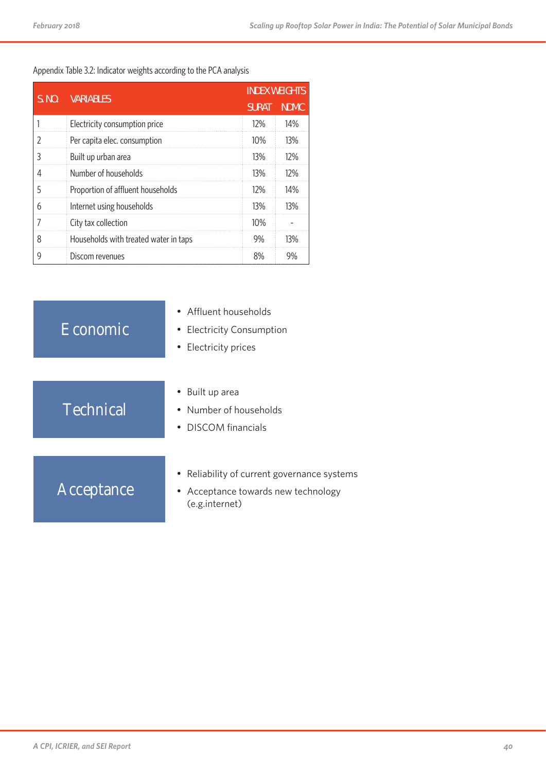Appendix Table 3.2: Indicator weights according to the PCA analysis

| S. NO | VARIABLES | INDEX WEIGHTS | |
|---|---|---|---|
| | | SURAT | NDMC |
| 1 | Electricity consumption price | 12% | 14% |
| 2 | Per capita elec. consumption | 10% | 13% |
| 3 | Built up urban area | 13% | 12% |
| 4 | Number of households | 13% | 12% |
| 5 | Proportion of affluent households | 12% | 14% |
| 6 | Internet using households | 13% | 13% |
| 7 | City tax collection | 10% | - |
| 8 | Households with treated water in taps | 9% | 13% |
| 9 | Discom revenues | 8% | 9% |

**Economic**

- Affluent households
- Electricity Consumption
- Electricity prices

**Technical**

- Built up area
- Number of households
- DISCOM financials

**Acceptance**

- Reliability of current governance systems
- Acceptance towards new technology (e.g.internet)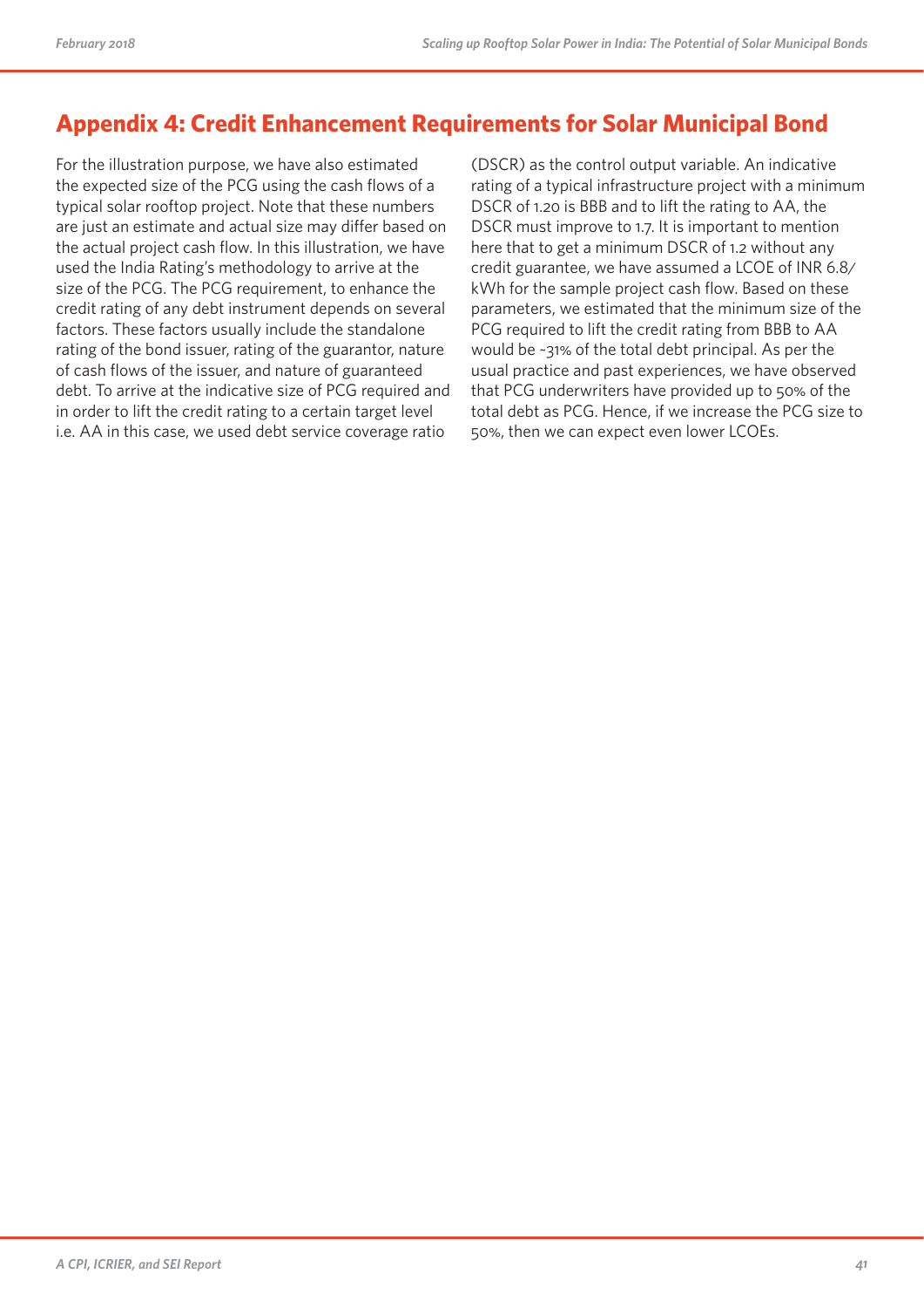## Appendix 4: Credit Enhancement Requirements for Solar Municipal Bond

For the illustration purpose, we have also estimated the expected size of the PCG using the cash flows of a typical solar rooftop project. Note that these numbers are just an estimate and actual size may differ based on the actual project cash flow. In this illustration, we have used the India Rating's methodology to arrive at the size of the PCG. The PCG requirement, to enhance the credit rating of any debt instrument depends on several factors. These factors usually include the standalone rating of the bond issuer, rating of the guarantor, nature of cash flows of the issuer, and nature of guaranteed debt. To arrive at the indicative size of PCG required and in order to lift the credit rating to a certain target level i.e. AA in this case, we used debt service coverage ratio (DSCR) as the control output variable. An indicative rating of a typical infrastructure project with a minimum DSCR of 1.20 is BBB and to lift the rating to AA, the DSCR must improve to 1.7. It is important to mention here that to get a minimum DSCR of 1.2 without any credit guarantee, we have assumed a LCOE of INR 6.8/kWh for the sample project cash flow. Based on these parameters, we estimated that the minimum size of the PCG required to lift the credit rating from BBB to AA would be ~31% of the total debt principal. As per the usual practice and past experiences, we have observed that PCG underwriters have provided up to 50% of the total debt as PCG. Hence, if we increase the PCG size to 50%, then we can expect even lower LCOEs.